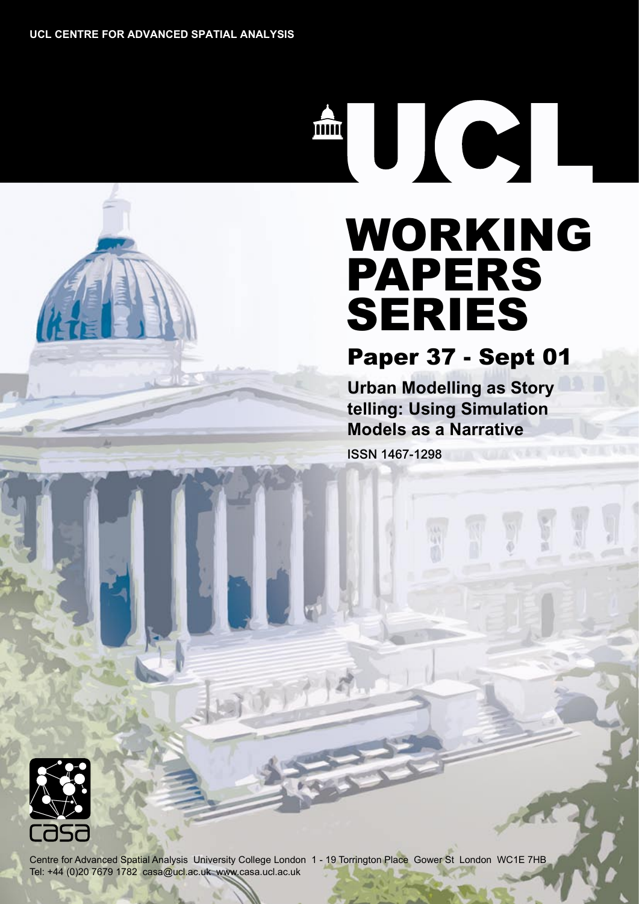UCL CENTRE FOR ADVANCED SPATIAL ANALYSIS

# WORKING PAPERS SERIES

## Paper 37 - Sept 01

**Urban Modelling as Story telling: Using Simulation Models as a Narrative**

ISSN 1467-1298

Centre for Advanced Spatial Analysis University College London 1 - 19 Torrington Place Gower St London WC1E 7HB
Tel: +44 (0)20 7679 1782 casa@ucl.ac.uk www.casa.ucl.ac.uk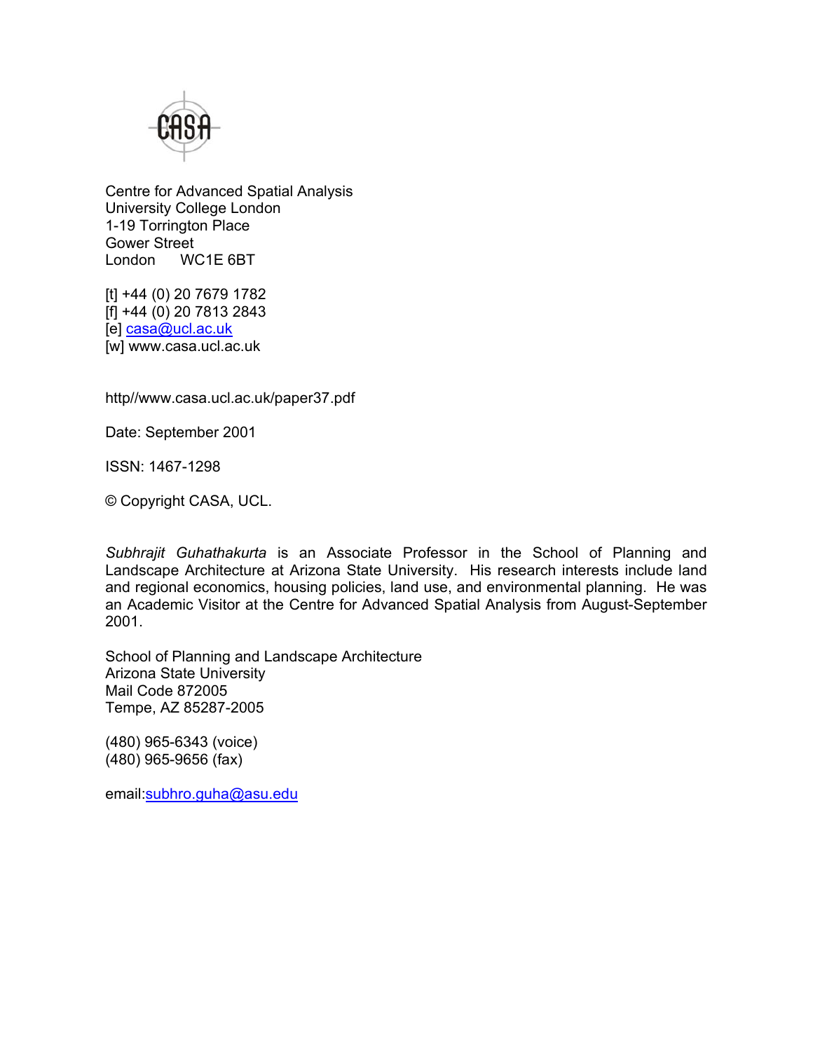Centre for Advanced Spatial Analysis
University College London
1-19 Torrington Place
Gower Street
London WC1E 6BT

[t] +44 (0) 20 7679 1782
[f] +44 (0) 20 7813 2843
[e] casa@ucl.ac.uk
[w] www.casa.ucl.ac.uk

http//www.casa.ucl.ac.uk/paper37.pdf

Date: September 2001

ISSN: 1467-1298

© Copyright CASA, UCL.

*Subhrajit Guhathakurta* is an Associate Professor in the School of Planning and Landscape Architecture at Arizona State University. His research interests include land and regional economics, housing policies, land use, and environmental planning. He was an Academic Visitor at the Centre for Advanced Spatial Analysis from August-September 2001.

School of Planning and Landscape Architecture
Arizona State University
Mail Code 872005
Tempe, AZ 85287-2005

(480) 965-6343 (voice)
(480) 965-9656 (fax)

email:subhro.guha@asu.edu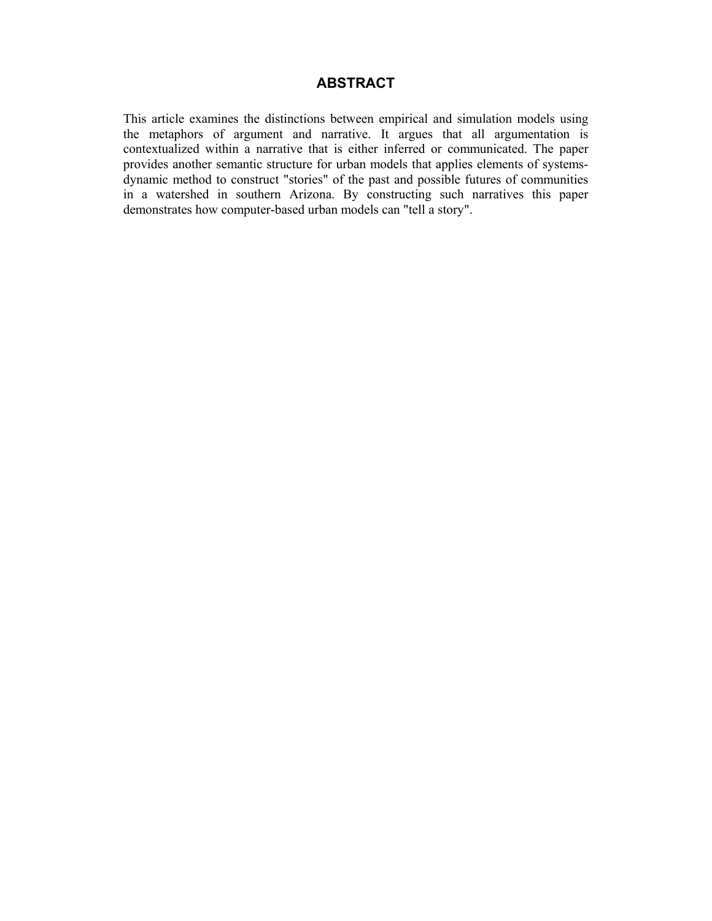## ABSTRACT

This article examines the distinctions between empirical and simulation models using the metaphors of argument and narrative. It argues that all argumentation is contextualized within a narrative that is either inferred or communicated. The paper provides another semantic structure for urban models that applies elements of systems-dynamic method to construct "stories" of the past and possible futures of communities in a watershed in southern Arizona. By constructing such narratives this paper demonstrates how computer-based urban models can "tell a story".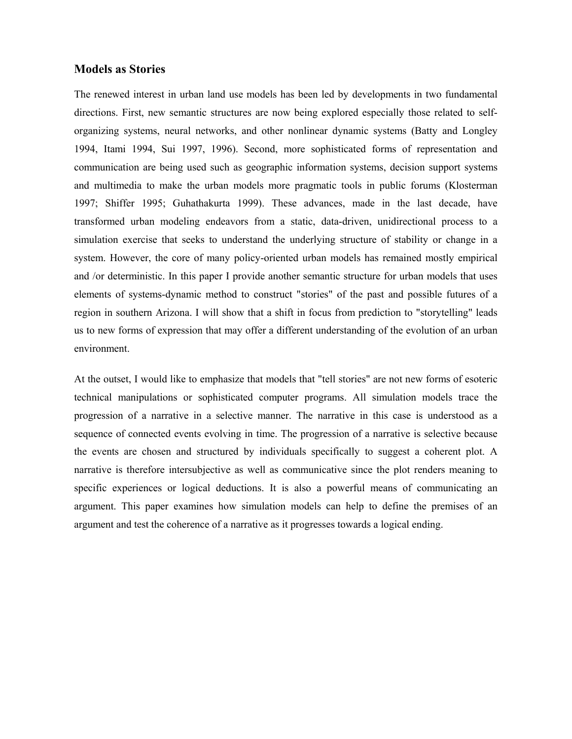## Models as Stories

The renewed interest in urban land use models has been led by developments in two fundamental directions. First, new semantic structures are now being explored especially those related to self-organizing systems, neural networks, and other nonlinear dynamic systems (Batty and Longley 1994, Itami 1994, Sui 1997, 1996). Second, more sophisticated forms of representation and communication are being used such as geographic information systems, decision support systems and multimedia to make the urban models more pragmatic tools in public forums (Klosterman 1997; Shiffer 1995; Guhathakurta 1999). These advances, made in the last decade, have transformed urban modeling endeavors from a static, data-driven, unidirectional process to a simulation exercise that seeks to understand the underlying structure of stability or change in a system. However, the core of many policy-oriented urban models has remained mostly empirical and /or deterministic. In this paper I provide another semantic structure for urban models that uses elements of systems-dynamic method to construct "stories" of the past and possible futures of a region in southern Arizona. I will show that a shift in focus from prediction to "storytelling" leads us to new forms of expression that may offer a different understanding of the evolution of an urban environment.

At the outset, I would like to emphasize that models that "tell stories" are not new forms of esoteric technical manipulations or sophisticated computer programs. All simulation models trace the progression of a narrative in a selective manner. The narrative in this case is understood as a sequence of connected events evolving in time. The progression of a narrative is selective because the events are chosen and structured by individuals specifically to suggest a coherent plot. A narrative is therefore intersubjective as well as communicative since the plot renders meaning to specific experiences or logical deductions. It is also a powerful means of communicating an argument. This paper examines how simulation models can help to define the premises of an argument and test the coherence of a narrative as it progresses towards a logical ending.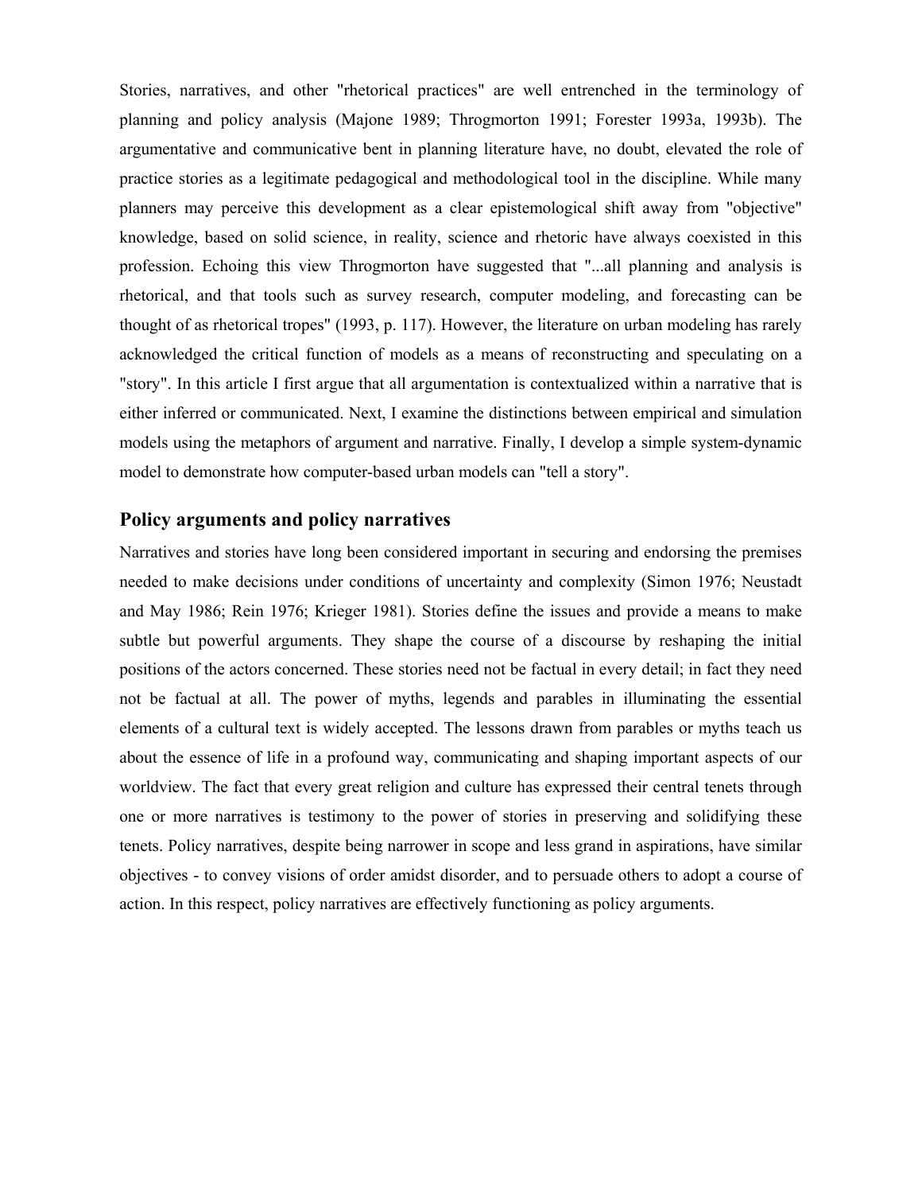Stories, narratives, and other "rhetorical practices" are well entrenched in the terminology of planning and policy analysis (Majone 1989; Throgmorton 1991; Forester 1993a, 1993b). The argumentative and communicative bent in planning literature have, no doubt, elevated the role of practice stories as a legitimate pedagogical and methodological tool in the discipline. While many planners may perceive this development as a clear epistemological shift away from "objective" knowledge, based on solid science, in reality, science and rhetoric have always coexisted in this profession. Echoing this view Throgmorton have suggested that "...all planning and analysis is rhetorical, and that tools such as survey research, computer modeling, and forecasting can be thought of as rhetorical tropes" (1993, p. 117). However, the literature on urban modeling has rarely acknowledged the critical function of models as a means of reconstructing and speculating on a "story". In this article I first argue that all argumentation is contextualized within a narrative that is either inferred or communicated. Next, I examine the distinctions between empirical and simulation models using the metaphors of argument and narrative. Finally, I develop a simple system-dynamic model to demonstrate how computer-based urban models can "tell a story".

## Policy arguments and policy narratives

Narratives and stories have long been considered important in securing and endorsing the premises needed to make decisions under conditions of uncertainty and complexity (Simon 1976; Neustadt and May 1986; Rein 1976; Krieger 1981). Stories define the issues and provide a means to make subtle but powerful arguments. They shape the course of a discourse by reshaping the initial positions of the actors concerned. These stories need not be factual in every detail; in fact they need not be factual at all. The power of myths, legends and parables in illuminating the essential elements of a cultural text is widely accepted. The lessons drawn from parables or myths teach us about the essence of life in a profound way, communicating and shaping important aspects of our worldview. The fact that every great religion and culture has expressed their central tenets through one or more narratives is testimony to the power of stories in preserving and solidifying these tenets. Policy narratives, despite being narrower in scope and less grand in aspirations, have similar objectives - to convey visions of order amidst disorder, and to persuade others to adopt a course of action. In this respect, policy narratives are effectively functioning as policy arguments.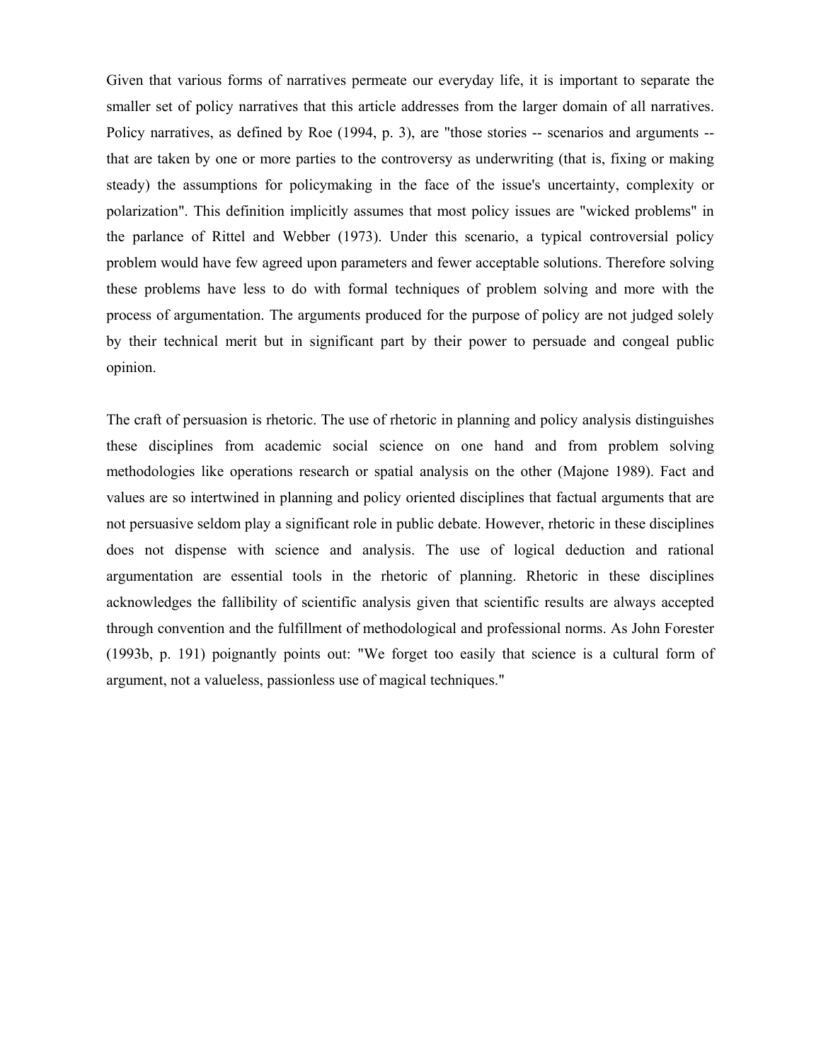Given that various forms of narratives permeate our everyday life, it is important to separate the smaller set of policy narratives that this article addresses from the larger domain of all narratives. Policy narratives, as defined by Roe (1994, p. 3), are "those stories -- scenarios and arguments -- that are taken by one or more parties to the controversy as underwriting (that is, fixing or making steady) the assumptions for policymaking in the face of the issue's uncertainty, complexity or polarization". This definition implicitly assumes that most policy issues are "wicked problems" in the parlance of Rittel and Webber (1973). Under this scenario, a typical controversial policy problem would have few agreed upon parameters and fewer acceptable solutions. Therefore solving these problems have less to do with formal techniques of problem solving and more with the process of argumentation. The arguments produced for the purpose of policy are not judged solely by their technical merit but in significant part by their power to persuade and congeal public opinion.

The craft of persuasion is rhetoric. The use of rhetoric in planning and policy analysis distinguishes these disciplines from academic social science on one hand and from problem solving methodologies like operations research or spatial analysis on the other (Majone 1989). Fact and values are so intertwined in planning and policy oriented disciplines that factual arguments that are not persuasive seldom play a significant role in public debate. However, rhetoric in these disciplines does not dispense with science and analysis. The use of logical deduction and rational argumentation are essential tools in the rhetoric of planning. Rhetoric in these disciplines acknowledges the fallibility of scientific analysis given that scientific results are always accepted through convention and the fulfillment of methodological and professional norms. As John Forester (1993b, p. 191) poignantly points out: "We forget too easily that science is a cultural form of argument, not a valueless, passionless use of magical techniques."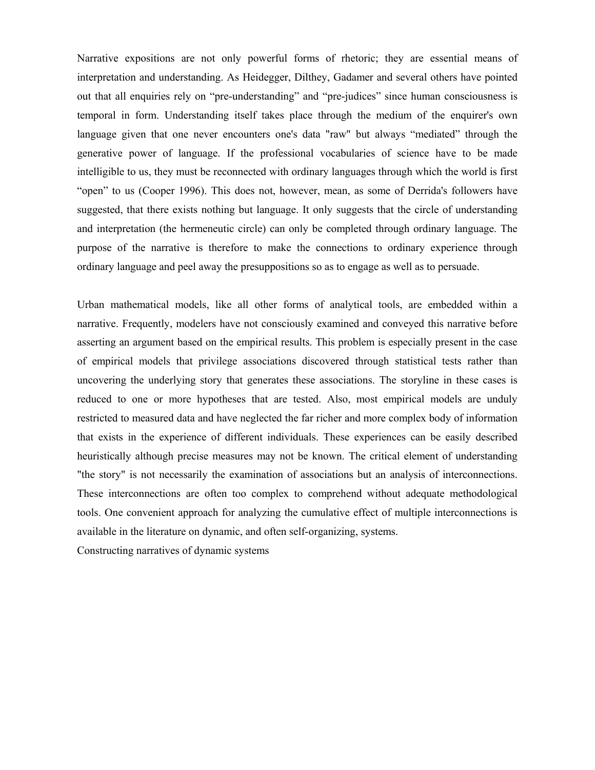Narrative expositions are not only powerful forms of rhetoric; they are essential means of interpretation and understanding. As Heidegger, Dilthey, Gadamer and several others have pointed out that all enquiries rely on "pre-understanding" and "pre-judices" since human consciousness is temporal in form. Understanding itself takes place through the medium of the enquirer's own language given that one never encounters one's data "raw" but always "mediated" through the generative power of language. If the professional vocabularies of science have to be made intelligible to us, they must be reconnected with ordinary languages through which the world is first "open" to us (Cooper 1996). This does not, however, mean, as some of Derrida's followers have suggested, that there exists nothing but language. It only suggests that the circle of understanding and interpretation (the hermeneutic circle) can only be completed through ordinary language. The purpose of the narrative is therefore to make the connections to ordinary experience through ordinary language and peel away the presuppositions so as to engage as well as to persuade.

Urban mathematical models, like all other forms of analytical tools, are embedded within a narrative. Frequently, modelers have not consciously examined and conveyed this narrative before asserting an argument based on the empirical results. This problem is especially present in the case of empirical models that privilege associations discovered through statistical tests rather than uncovering the underlying story that generates these associations. The storyline in these cases is reduced to one or more hypotheses that are tested. Also, most empirical models are unduly restricted to measured data and have neglected the far richer and more complex body of information that exists in the experience of different individuals. These experiences can be easily described heuristically although precise measures may not be known. The critical element of understanding "the story" is not necessarily the examination of associations but an analysis of interconnections. These interconnections are often too complex to comprehend without adequate methodological tools. One convenient approach for analyzing the cumulative effect of multiple interconnections is available in the literature on dynamic, and often self-organizing, systems.

## Constructing narratives of dynamic systems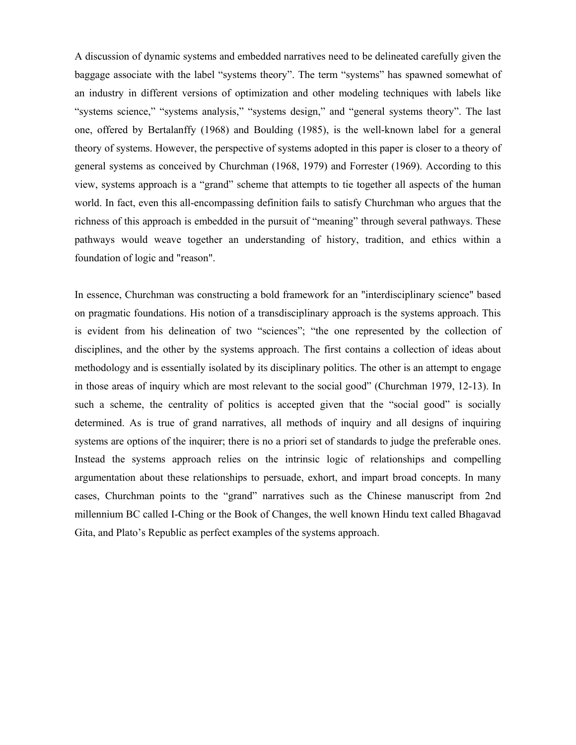A discussion of dynamic systems and embedded narratives need to be delineated carefully given the baggage associate with the label “systems theory”. The term “systems” has spawned somewhat of an industry in different versions of optimization and other modeling techniques with labels like “systems science,” “systems analysis,” “systems design,” and “general systems theory”. The last one, offered by Bertalanffy (1968) and Boulding (1985), is the well-known label for a general theory of systems. However, the perspective of systems adopted in this paper is closer to a theory of general systems as conceived by Churchman (1968, 1979) and Forrester (1969). According to this view, systems approach is a “grand” scheme that attempts to tie together all aspects of the human world. In fact, even this all-encompassing definition fails to satisfy Churchman who argues that the richness of this approach is embedded in the pursuit of “meaning” through several pathways. These pathways would weave together an understanding of history, tradition, and ethics within a foundation of logic and "reason".

In essence, Churchman was constructing a bold framework for an "interdisciplinary science" based on pragmatic foundations. His notion of a transdisciplinary approach is the systems approach. This is evident from his delineation of two “sciences”; “the one represented by the collection of disciplines, and the other by the systems approach. The first contains a collection of ideas about methodology and is essentially isolated by its disciplinary politics. The other is an attempt to engage in those areas of inquiry which are most relevant to the social good” (Churchman 1979, 12-13). In such a scheme, the centrality of politics is accepted given that the “social good” is socially determined. As is true of grand narratives, all methods of inquiry and all designs of inquiring systems are options of the inquirer; there is no a priori set of standards to judge the preferable ones. Instead the systems approach relies on the intrinsic logic of relationships and compelling argumentation about these relationships to persuade, exhort, and impart broad concepts. In many cases, Churchman points to the “grand” narratives such as the Chinese manuscript from 2nd millennium BC called I-Ching or the Book of Changes, the well known Hindu text called Bhagavad Gita, and Plato’s Republic as perfect examples of the systems approach.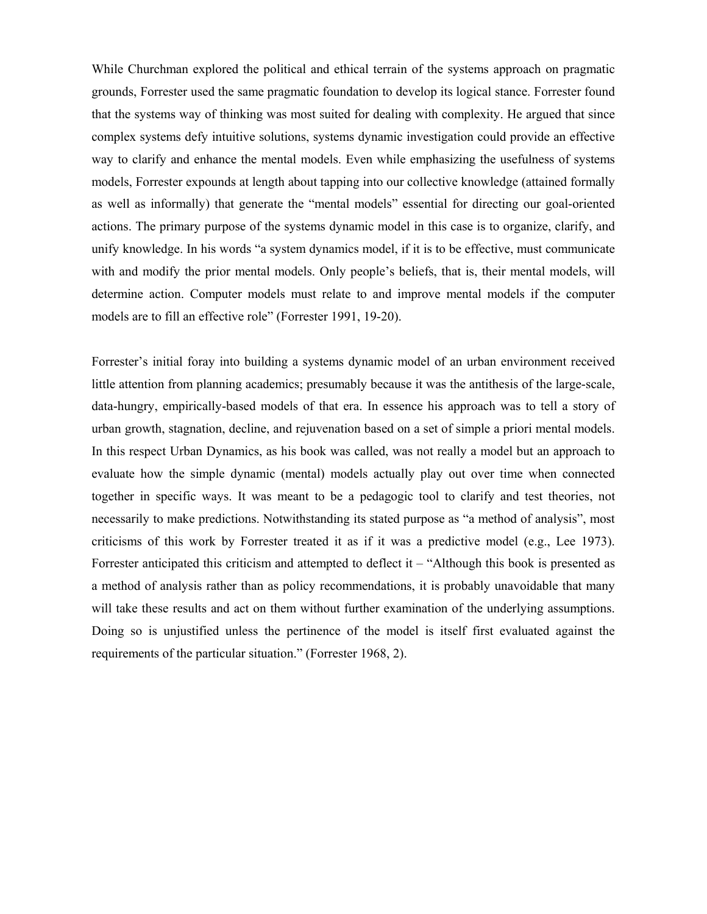While Churchman explored the political and ethical terrain of the systems approach on pragmatic grounds, Forrester used the same pragmatic foundation to develop its logical stance. Forrester found that the systems way of thinking was most suited for dealing with complexity. He argued that since complex systems defy intuitive solutions, systems dynamic investigation could provide an effective way to clarify and enhance the mental models. Even while emphasizing the usefulness of systems models, Forrester expounds at length about tapping into our collective knowledge (attained formally as well as informally) that generate the "mental models" essential for directing our goal-oriented actions. The primary purpose of the systems dynamic model in this case is to organize, clarify, and unify knowledge. In his words "a system dynamics model, if it is to be effective, must communicate with and modify the prior mental models. Only people's beliefs, that is, their mental models, will determine action. Computer models must relate to and improve mental models if the computer models are to fill an effective role" (Forrester 1991, 19-20).

Forrester's initial foray into building a systems dynamic model of an urban environment received little attention from planning academics; presumably because it was the antithesis of the large-scale, data-hungry, empirically-based models of that era. In essence his approach was to tell a story of urban growth, stagnation, decline, and rejuvenation based on a set of simple a priori mental models. In this respect Urban Dynamics, as his book was called, was not really a model but an approach to evaluate how the simple dynamic (mental) models actually play out over time when connected together in specific ways. It was meant to be a pedagogic tool to clarify and test theories, not necessarily to make predictions. Notwithstanding its stated purpose as "a method of analysis", most criticisms of this work by Forrester treated it as if it was a predictive model (e.g., Lee 1973). Forrester anticipated this criticism and attempted to deflect it – "Although this book is presented as a method of analysis rather than as policy recommendations, it is probably unavoidable that many will take these results and act on them without further examination of the underlying assumptions. Doing so is unjustified unless the pertinence of the model is itself first evaluated against the requirements of the particular situation." (Forrester 1968, 2).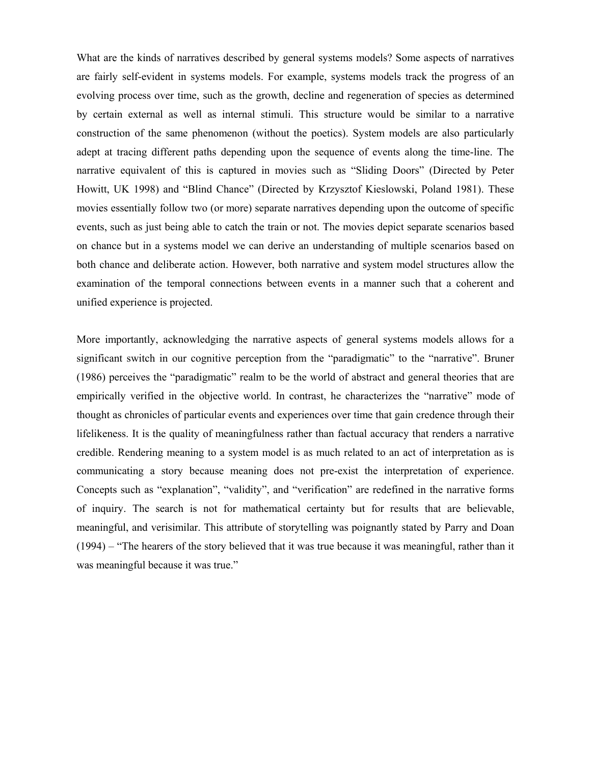What are the kinds of narratives described by general systems models? Some aspects of narratives are fairly self-evident in systems models. For example, systems models track the progress of an evolving process over time, such as the growth, decline and regeneration of species as determined by certain external as well as internal stimuli. This structure would be similar to a narrative construction of the same phenomenon (without the poetics). System models are also particularly adept at tracing different paths depending upon the sequence of events along the time-line. The narrative equivalent of this is captured in movies such as "Sliding Doors" (Directed by Peter Howitt, UK 1998) and "Blind Chance" (Directed by Krzysztof Kieslowski, Poland 1981). These movies essentially follow two (or more) separate narratives depending upon the outcome of specific events, such as just being able to catch the train or not. The movies depict separate scenarios based on chance but in a systems model we can derive an understanding of multiple scenarios based on both chance and deliberate action. However, both narrative and system model structures allow the examination of the temporal connections between events in a manner such that a coherent and unified experience is projected.

More importantly, acknowledging the narrative aspects of general systems models allows for a significant switch in our cognitive perception from the "paradigmatic" to the "narrative". Bruner (1986) perceives the "paradigmatic" realm to be the world of abstract and general theories that are empirically verified in the objective world. In contrast, he characterizes the "narrative" mode of thought as chronicles of particular events and experiences over time that gain credence through their lifelikeness. It is the quality of meaningfulness rather than factual accuracy that renders a narrative credible. Rendering meaning to a system model is as much related to an act of interpretation as is communicating a story because meaning does not pre-exist the interpretation of experience. Concepts such as "explanation", "validity", and "verification" are redefined in the narrative forms of inquiry. The search is not for mathematical certainty but for results that are believable, meaningful, and verisimilar. This attribute of storytelling was poignantly stated by Parry and Doan (1994) – "The hearers of the story believed that it was true because it was meaningful, rather than it was meaningful because it was true."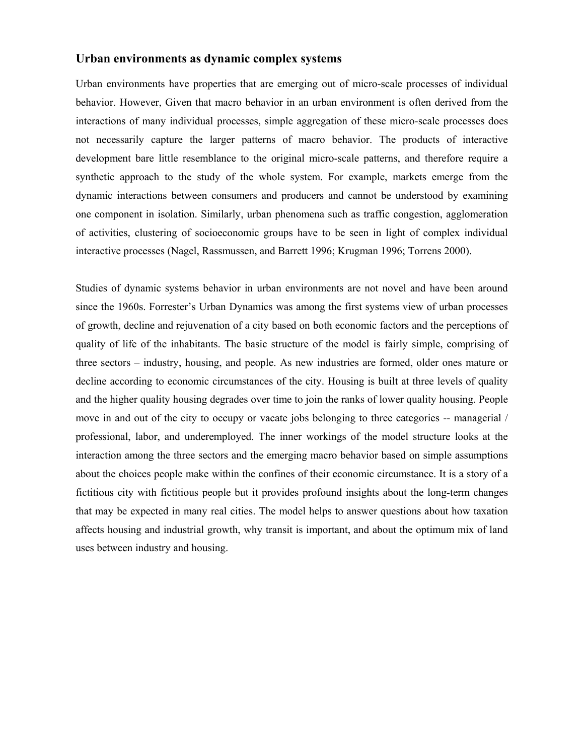## Urban environments as dynamic complex systems

Urban environments have properties that are emerging out of micro-scale processes of individual behavior. However, Given that macro behavior in an urban environment is often derived from the interactions of many individual processes, simple aggregation of these micro-scale processes does not necessarily capture the larger patterns of macro behavior. The products of interactive development bare little resemblance to the original micro-scale patterns, and therefore require a synthetic approach to the study of the whole system. For example, markets emerge from the dynamic interactions between consumers and producers and cannot be understood by examining one component in isolation. Similarly, urban phenomena such as traffic congestion, agglomeration of activities, clustering of socioeconomic groups have to be seen in light of complex individual interactive processes (Nagel, Rassmussen, and Barrett 1996; Krugman 1996; Torrens 2000).

Studies of dynamic systems behavior in urban environments are not novel and have been around since the 1960s. Forrester's Urban Dynamics was among the first systems view of urban processes of growth, decline and rejuvenation of a city based on both economic factors and the perceptions of quality of life of the inhabitants. The basic structure of the model is fairly simple, comprising of three sectors – industry, housing, and people. As new industries are formed, older ones mature or decline according to economic circumstances of the city. Housing is built at three levels of quality and the higher quality housing degrades over time to join the ranks of lower quality housing. People move in and out of the city to occupy or vacate jobs belonging to three categories -- managerial / professional, labor, and underemployed. The inner workings of the model structure looks at the interaction among the three sectors and the emerging macro behavior based on simple assumptions about the choices people make within the confines of their economic circumstance. It is a story of a fictitious city with fictitious people but it provides profound insights about the long-term changes that may be expected in many real cities. The model helps to answer questions about how taxation affects housing and industrial growth, why transit is important, and about the optimum mix of land uses between industry and housing.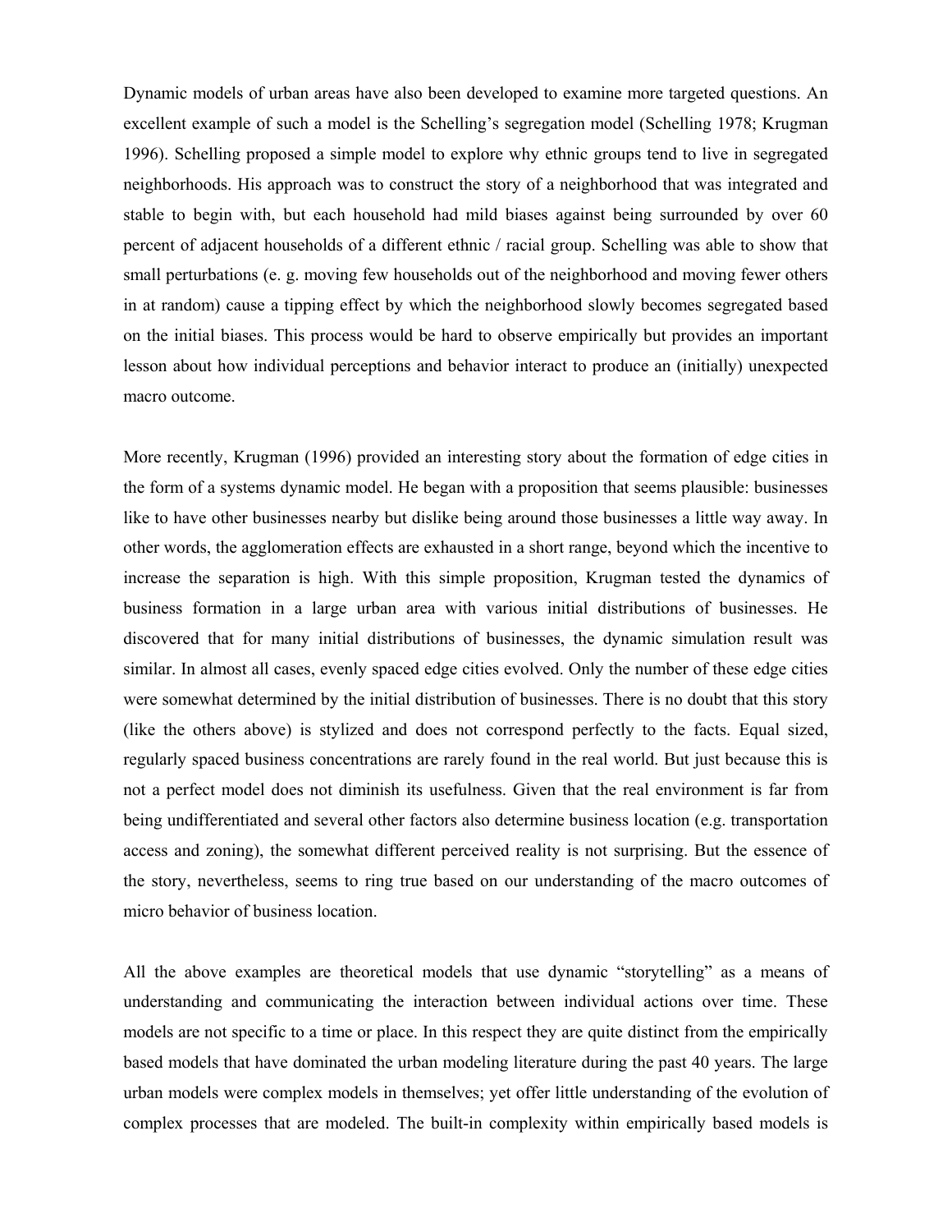Dynamic models of urban areas have also been developed to examine more targeted questions. An excellent example of such a model is the Schelling's segregation model (Schelling 1978; Krugman 1996). Schelling proposed a simple model to explore why ethnic groups tend to live in segregated neighborhoods. His approach was to construct the story of a neighborhood that was integrated and stable to begin with, but each household had mild biases against being surrounded by over 60 percent of adjacent households of a different ethnic / racial group. Schelling was able to show that small perturbations (e. g. moving few households out of the neighborhood and moving fewer others in at random) cause a tipping effect by which the neighborhood slowly becomes segregated based on the initial biases. This process would be hard to observe empirically but provides an important lesson about how individual perceptions and behavior interact to produce an (initially) unexpected macro outcome.

More recently, Krugman (1996) provided an interesting story about the formation of edge cities in the form of a systems dynamic model. He began with a proposition that seems plausible: businesses like to have other businesses nearby but dislike being around those businesses a little way away. In other words, the agglomeration effects are exhausted in a short range, beyond which the incentive to increase the separation is high. With this simple proposition, Krugman tested the dynamics of business formation in a large urban area with various initial distributions of businesses. He discovered that for many initial distributions of businesses, the dynamic simulation result was similar. In almost all cases, evenly spaced edge cities evolved. Only the number of these edge cities were somewhat determined by the initial distribution of businesses. There is no doubt that this story (like the others above) is stylized and does not correspond perfectly to the facts. Equal sized, regularly spaced business concentrations are rarely found in the real world. But just because this is not a perfect model does not diminish its usefulness. Given that the real environment is far from being undifferentiated and several other factors also determine business location (e.g. transportation access and zoning), the somewhat different perceived reality is not surprising. But the essence of the story, nevertheless, seems to ring true based on our understanding of the macro outcomes of micro behavior of business location.

All the above examples are theoretical models that use dynamic "storytelling" as a means of understanding and communicating the interaction between individual actions over time. These models are not specific to a time or place. In this respect they are quite distinct from the empirically based models that have dominated the urban modeling literature during the past 40 years. The large urban models were complex models in themselves; yet offer little understanding of the evolution of complex processes that are modeled. The built-in complexity within empirically based models is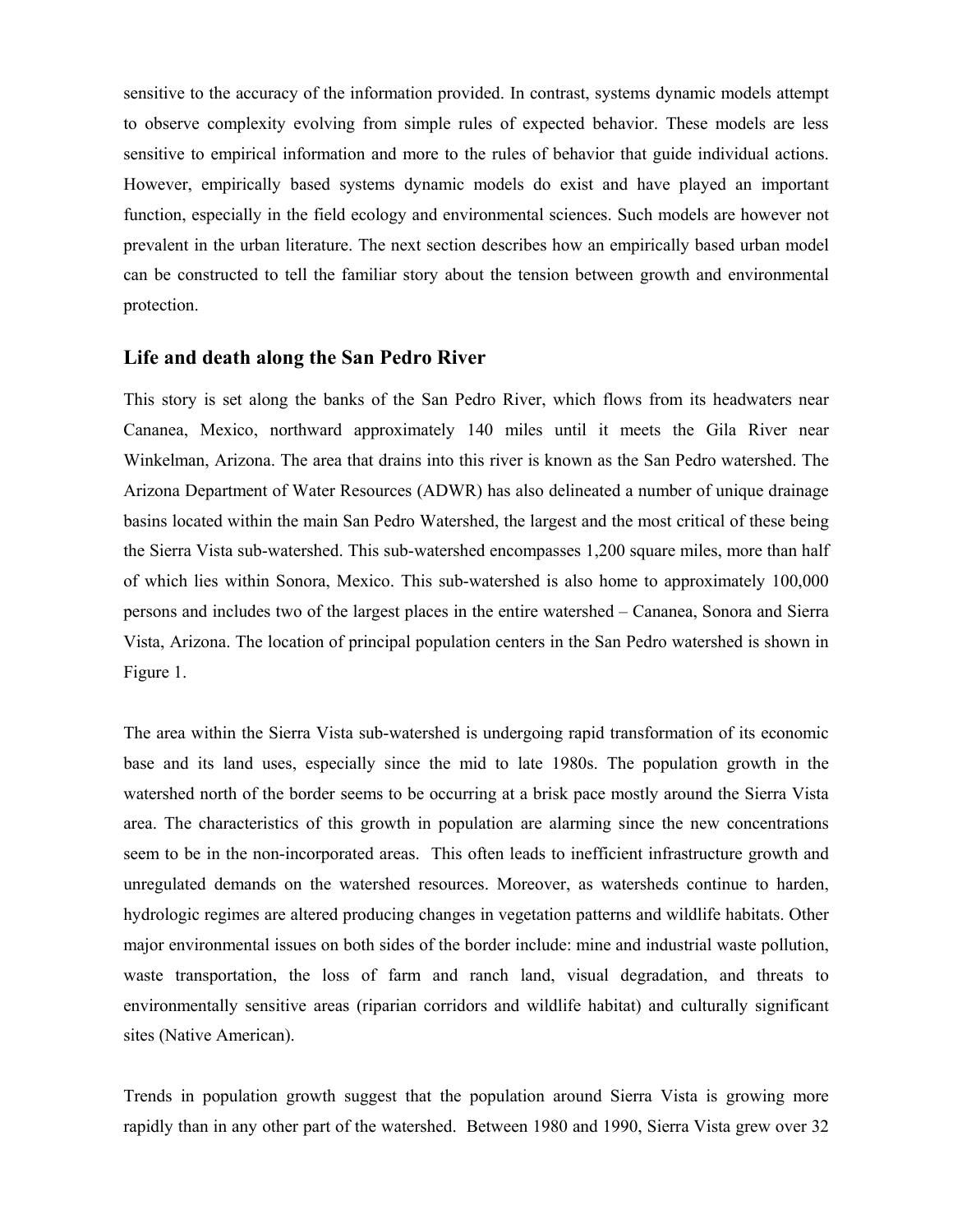sensitive to the accuracy of the information provided. In contrast, systems dynamic models attempt to observe complexity evolving from simple rules of expected behavior. These models are less sensitive to empirical information and more to the rules of behavior that guide individual actions. However, empirically based systems dynamic models do exist and have played an important function, especially in the field ecology and environmental sciences. Such models are however not prevalent in the urban literature. The next section describes how an empirically based urban model can be constructed to tell the familiar story about the tension between growth and environmental protection.

## Life and death along the San Pedro River

This story is set along the banks of the San Pedro River, which flows from its headwaters near Cananea, Mexico, northward approximately 140 miles until it meets the Gila River near Winkelman, Arizona. The area that drains into this river is known as the San Pedro watershed. The Arizona Department of Water Resources (ADWR) has also delineated a number of unique drainage basins located within the main San Pedro Watershed, the largest and the most critical of these being the Sierra Vista sub-watershed. This sub-watershed encompasses 1,200 square miles, more than half of which lies within Sonora, Mexico. This sub-watershed is also home to approximately 100,000 persons and includes two of the largest places in the entire watershed – Cananea, Sonora and Sierra Vista, Arizona. The location of principal population centers in the San Pedro watershed is shown in Figure 1.

The area within the Sierra Vista sub-watershed is undergoing rapid transformation of its economic base and its land uses, especially since the mid to late 1980s. The population growth in the watershed north of the border seems to be occurring at a brisk pace mostly around the Sierra Vista area. The characteristics of this growth in population are alarming since the new concentrations seem to be in the non-incorporated areas. This often leads to inefficient infrastructure growth and unregulated demands on the watershed resources. Moreover, as watersheds continue to harden, hydrologic regimes are altered producing changes in vegetation patterns and wildlife habitats. Other major environmental issues on both sides of the border include: mine and industrial waste pollution, waste transportation, the loss of farm and ranch land, visual degradation, and threats to environmentally sensitive areas (riparian corridors and wildlife habitat) and culturally significant sites (Native American).

Trends in population growth suggest that the population around Sierra Vista is growing more rapidly than in any other part of the watershed. Between 1980 and 1990, Sierra Vista grew over 32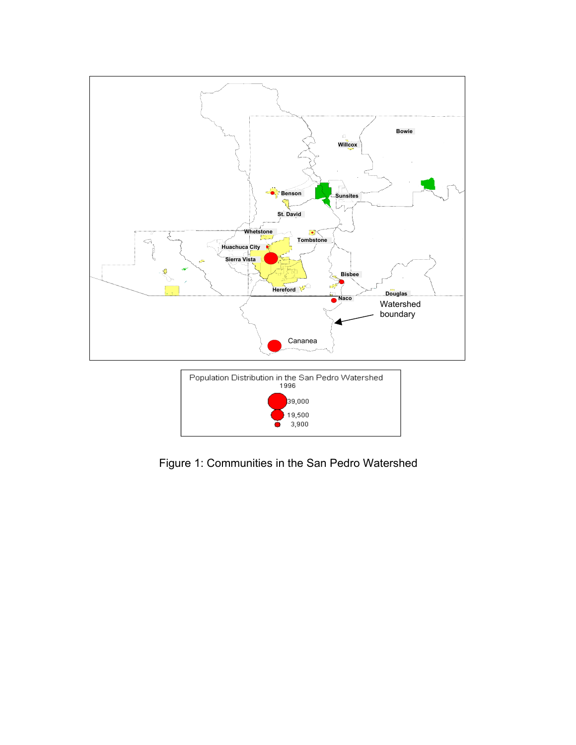Figure 1: Communities in the San Pedro Watershed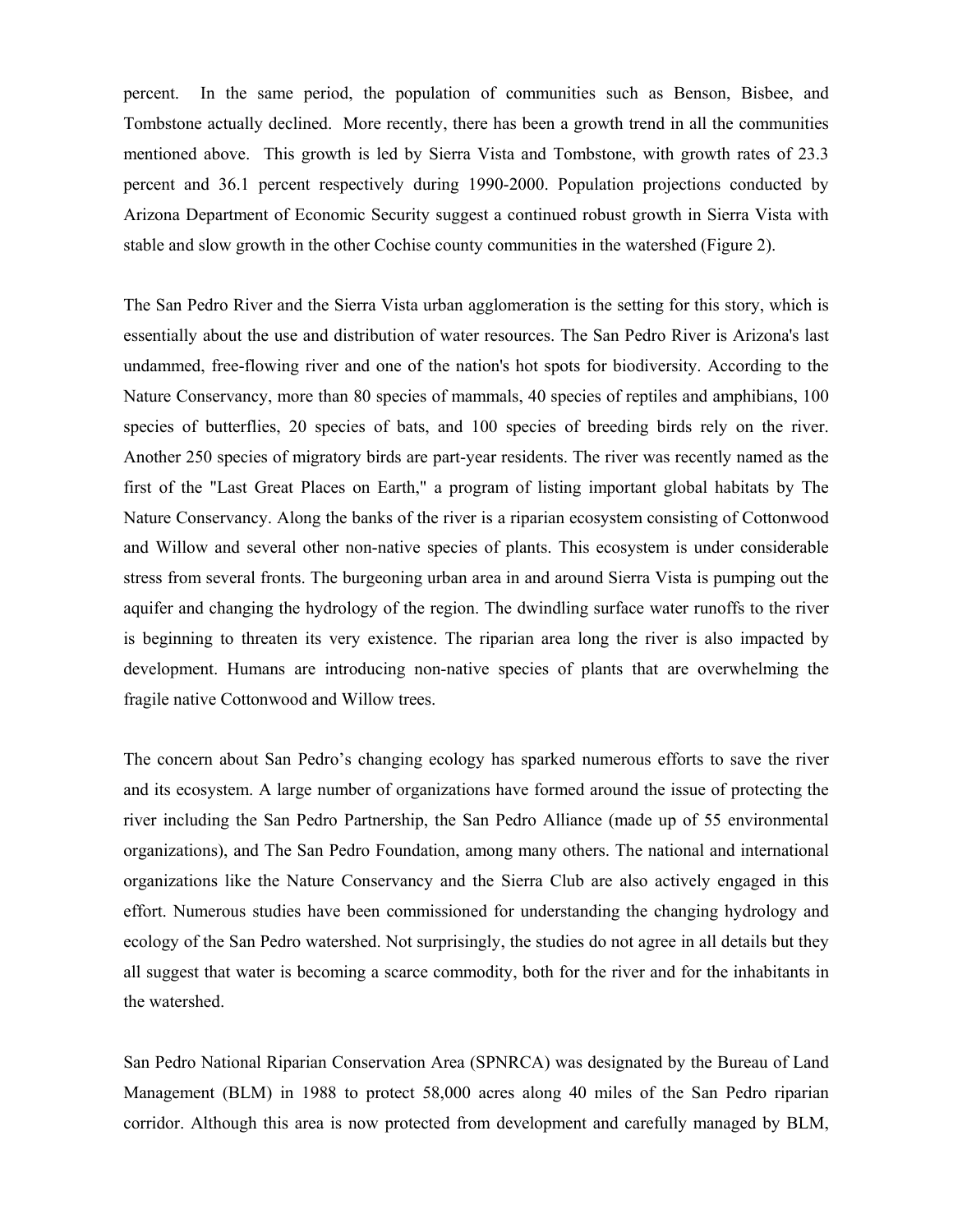percent. In the same period, the population of communities such as Benson, Bisbee, and Tombstone actually declined. More recently, there has been a growth trend in all the communities mentioned above. This growth is led by Sierra Vista and Tombstone, with growth rates of 23.3 percent and 36.1 percent respectively during 1990-2000. Population projections conducted by Arizona Department of Economic Security suggest a continued robust growth in Sierra Vista with stable and slow growth in the other Cochise county communities in the watershed (Figure 2).

The San Pedro River and the Sierra Vista urban agglomeration is the setting for this story, which is essentially about the use and distribution of water resources. The San Pedro River is Arizona's last undammed, free-flowing river and one of the nation's hot spots for biodiversity. According to the Nature Conservancy, more than 80 species of mammals, 40 species of reptiles and amphibians, 100 species of butterflies, 20 species of bats, and 100 species of breeding birds rely on the river. Another 250 species of migratory birds are part-year residents. The river was recently named as the first of the "Last Great Places on Earth," a program of listing important global habitats by The Nature Conservancy. Along the banks of the river is a riparian ecosystem consisting of Cottonwood and Willow and several other non-native species of plants. This ecosystem is under considerable stress from several fronts. The burgeoning urban area in and around Sierra Vista is pumping out the aquifer and changing the hydrology of the region. The dwindling surface water runoffs to the river is beginning to threaten its very existence. The riparian area long the river is also impacted by development. Humans are introducing non-native species of plants that are overwhelming the fragile native Cottonwood and Willow trees.

The concern about San Pedro's changing ecology has sparked numerous efforts to save the river and its ecosystem. A large number of organizations have formed around the issue of protecting the river including the San Pedro Partnership, the San Pedro Alliance (made up of 55 environmental organizations), and The San Pedro Foundation, among many others. The national and international organizations like the Nature Conservancy and the Sierra Club are also actively engaged in this effort. Numerous studies have been commissioned for understanding the changing hydrology and ecology of the San Pedro watershed. Not surprisingly, the studies do not agree in all details but they all suggest that water is becoming a scarce commodity, both for the river and for the inhabitants in the watershed.

San Pedro National Riparian Conservation Area (SPNRCA) was designated by the Bureau of Land Management (BLM) in 1988 to protect 58,000 acres along 40 miles of the San Pedro riparian corridor. Although this area is now protected from development and carefully managed by BLM,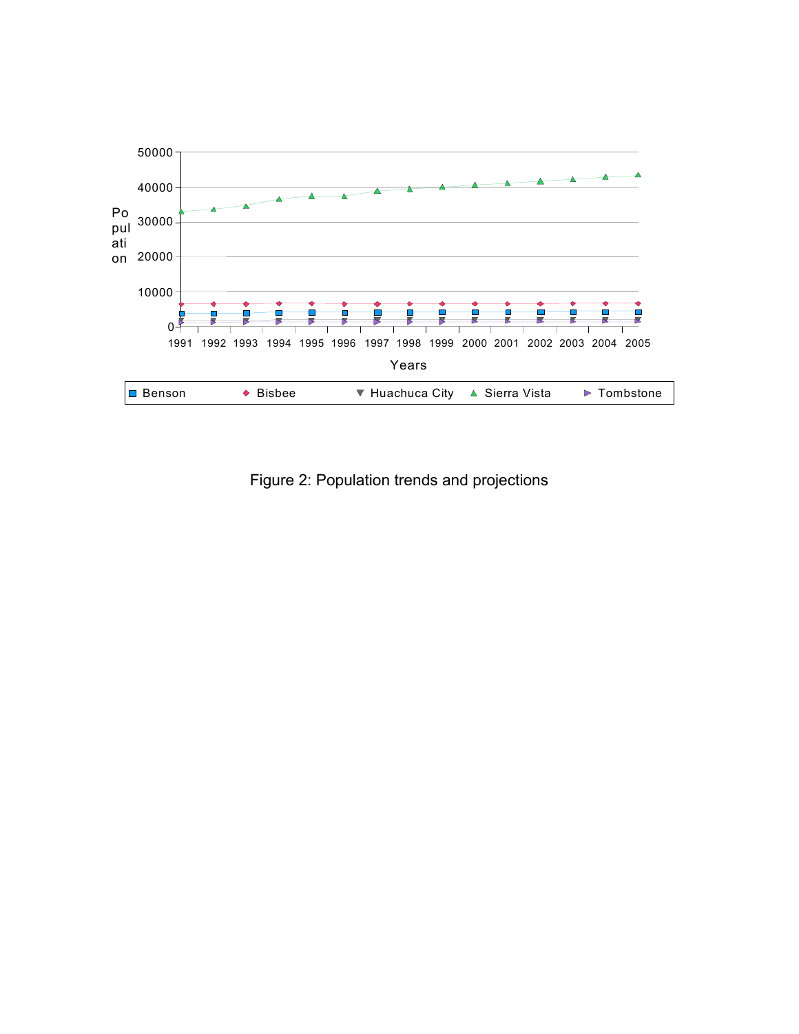Figure 2: Population trends and projections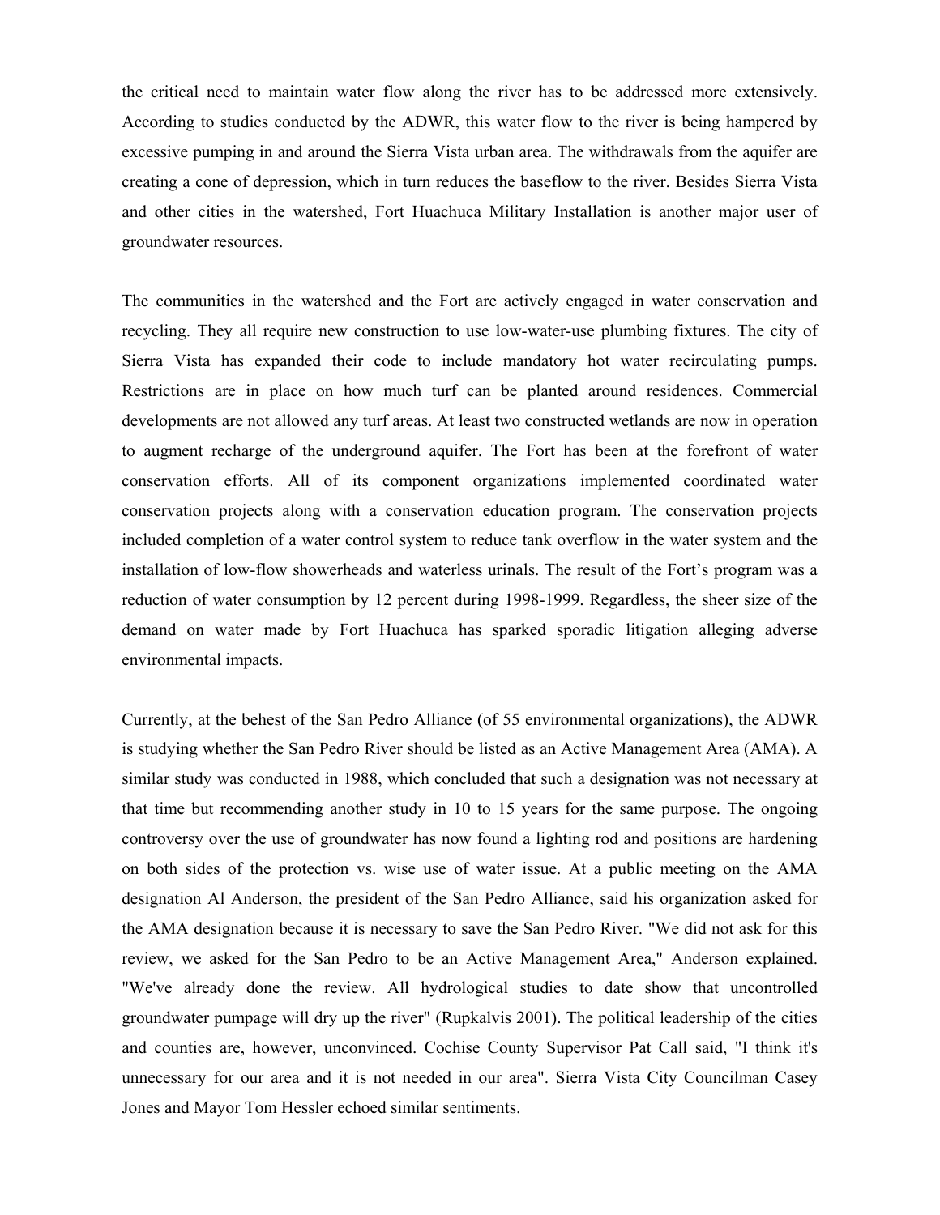the critical need to maintain water flow along the river has to be addressed more extensively. According to studies conducted by the ADWR, this water flow to the river is being hampered by excessive pumping in and around the Sierra Vista urban area. The withdrawals from the aquifer are creating a cone of depression, which in turn reduces the baseflow to the river. Besides Sierra Vista and other cities in the watershed, Fort Huachuca Military Installation is another major user of groundwater resources.

The communities in the watershed and the Fort are actively engaged in water conservation and recycling. They all require new construction to use low-water-use plumbing fixtures. The city of Sierra Vista has expanded their code to include mandatory hot water recirculating pumps. Restrictions are in place on how much turf can be planted around residences. Commercial developments are not allowed any turf areas. At least two constructed wetlands are now in operation to augment recharge of the underground aquifer. The Fort has been at the forefront of water conservation efforts. All of its component organizations implemented coordinated water conservation projects along with a conservation education program. The conservation projects included completion of a water control system to reduce tank overflow in the water system and the installation of low-flow showerheads and waterless urinals. The result of the Fort's program was a reduction of water consumption by 12 percent during 1998-1999. Regardless, the sheer size of the demand on water made by Fort Huachuca has sparked sporadic litigation alleging adverse environmental impacts.

Currently, at the behest of the San Pedro Alliance (of 55 environmental organizations), the ADWR is studying whether the San Pedro River should be listed as an Active Management Area (AMA). A similar study was conducted in 1988, which concluded that such a designation was not necessary at that time but recommending another study in 10 to 15 years for the same purpose. The ongoing controversy over the use of groundwater has now found a lighting rod and positions are hardening on both sides of the protection vs. wise use of water issue. At a public meeting on the AMA designation Al Anderson, the president of the San Pedro Alliance, said his organization asked for the AMA designation because it is necessary to save the San Pedro River. "We did not ask for this review, we asked for the San Pedro to be an Active Management Area," Anderson explained. "We've already done the review. All hydrological studies to date show that uncontrolled groundwater pumpage will dry up the river" (Rupkalvis 2001). The political leadership of the cities and counties are, however, unconvinced. Cochise County Supervisor Pat Call said, "I think it's unnecessary for our area and it is not needed in our area". Sierra Vista City Councilman Casey Jones and Mayor Tom Hessler echoed similar sentiments.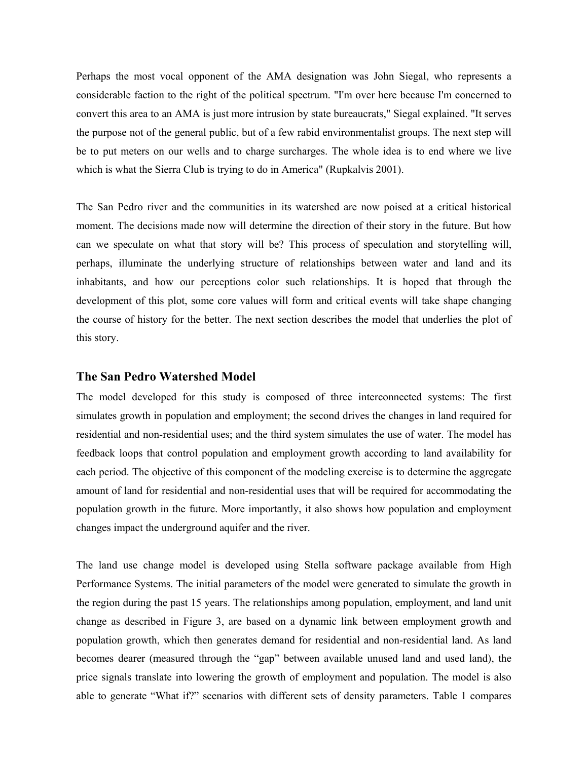Perhaps the most vocal opponent of the AMA designation was John Siegal, who represents a considerable faction to the right of the political spectrum. "I'm over here because I'm concerned to convert this area to an AMA is just more intrusion by state bureaucrats," Siegal explained. "It serves the purpose not of the general public, but of a few rabid environmentalist groups. The next step will be to put meters on our wells and to charge surcharges. The whole idea is to end where we live which is what the Sierra Club is trying to do in America" (Rupkalvis 2001).

The San Pedro river and the communities in its watershed are now poised at a critical historical moment. The decisions made now will determine the direction of their story in the future. But how can we speculate on what that story will be? This process of speculation and storytelling will, perhaps, illuminate the underlying structure of relationships between water and land and its inhabitants, and how our perceptions color such relationships. It is hoped that through the development of this plot, some core values will form and critical events will take shape changing the course of history for the better. The next section describes the model that underlies the plot of this story.

## The San Pedro Watershed Model

The model developed for this study is composed of three interconnected systems: The first simulates growth in population and employment; the second drives the changes in land required for residential and non-residential uses; and the third system simulates the use of water. The model has feedback loops that control population and employment growth according to land availability for each period. The objective of this component of the modeling exercise is to determine the aggregate amount of land for residential and non-residential uses that will be required for accommodating the population growth in the future. More importantly, it also shows how population and employment changes impact the underground aquifer and the river.

The land use change model is developed using Stella software package available from High Performance Systems. The initial parameters of the model were generated to simulate the growth in the region during the past 15 years. The relationships among population, employment, and land unit change as described in Figure 3, are based on a dynamic link between employment growth and population growth, which then generates demand for residential and non-residential land. As land becomes dearer (measured through the "gap" between available unused land and used land), the price signals translate into lowering the growth of employment and population. The model is also able to generate "What if?" scenarios with different sets of density parameters. Table 1 compares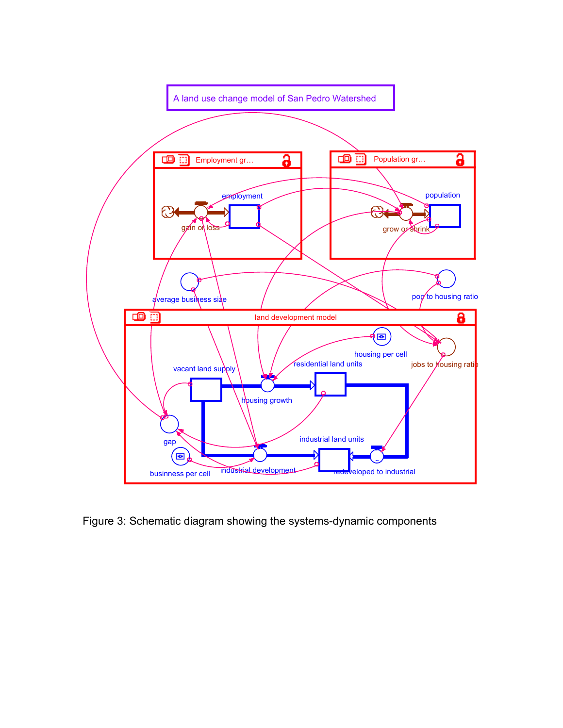Figure 3: Schematic diagram showing the systems-dynamic components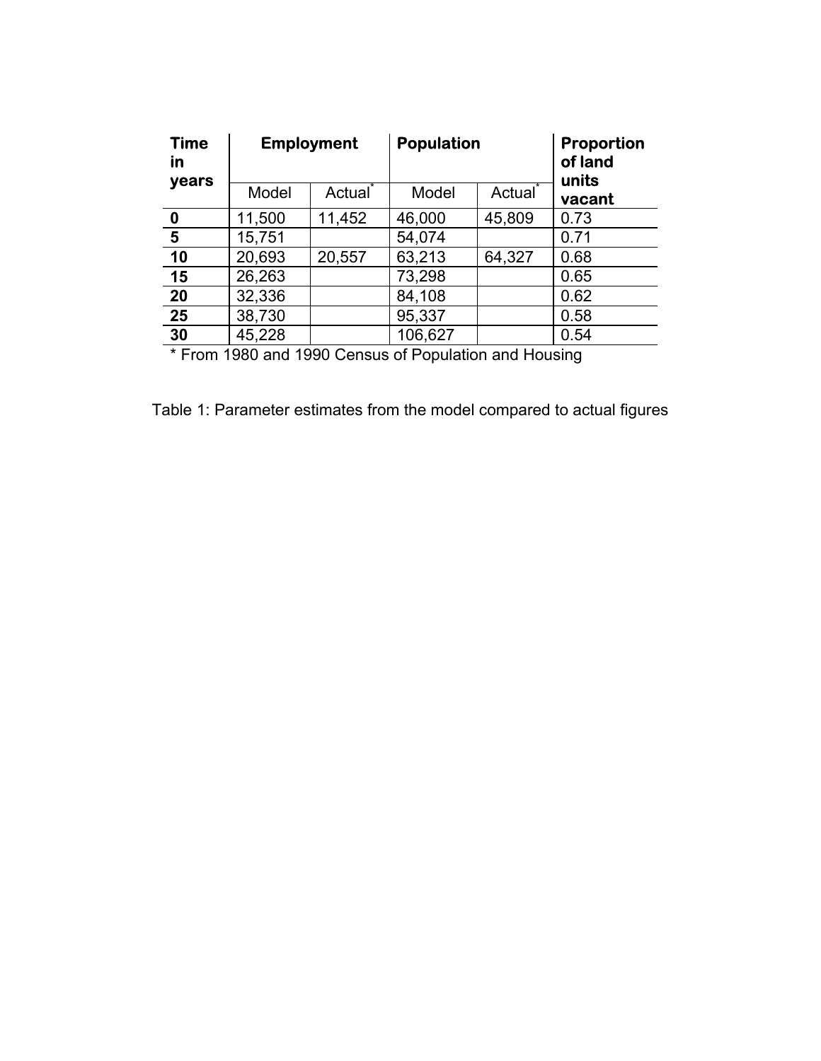| **Time in years** | **Employment** | | **Population** | | **Proportion of land units vacant** |
|---|---|---|---|---|---|
| | Model | Actual* | Model | Actual* | |
| **0** | 11,500 | 11,452 | 46,000 | 45,809 | 0.73 |
| **5** | 15,751 | | 54,074 | | 0.71 |
| **10** | 20,693 | 20,557 | 63,213 | 64,327 | 0.68 |
| **15** | 26,263 | | 73,298 | | 0.65 |
| **20** | 32,336 | | 84,108 | | 0.62 |
| **25** | 38,730 | | 95,337 | | 0.58 |
| **30** | 45,228 | | 106,627 | | 0.54 |

* From 1980 and 1990 Census of Population and Housing

Table 1: Parameter estimates from the model compared to actual figures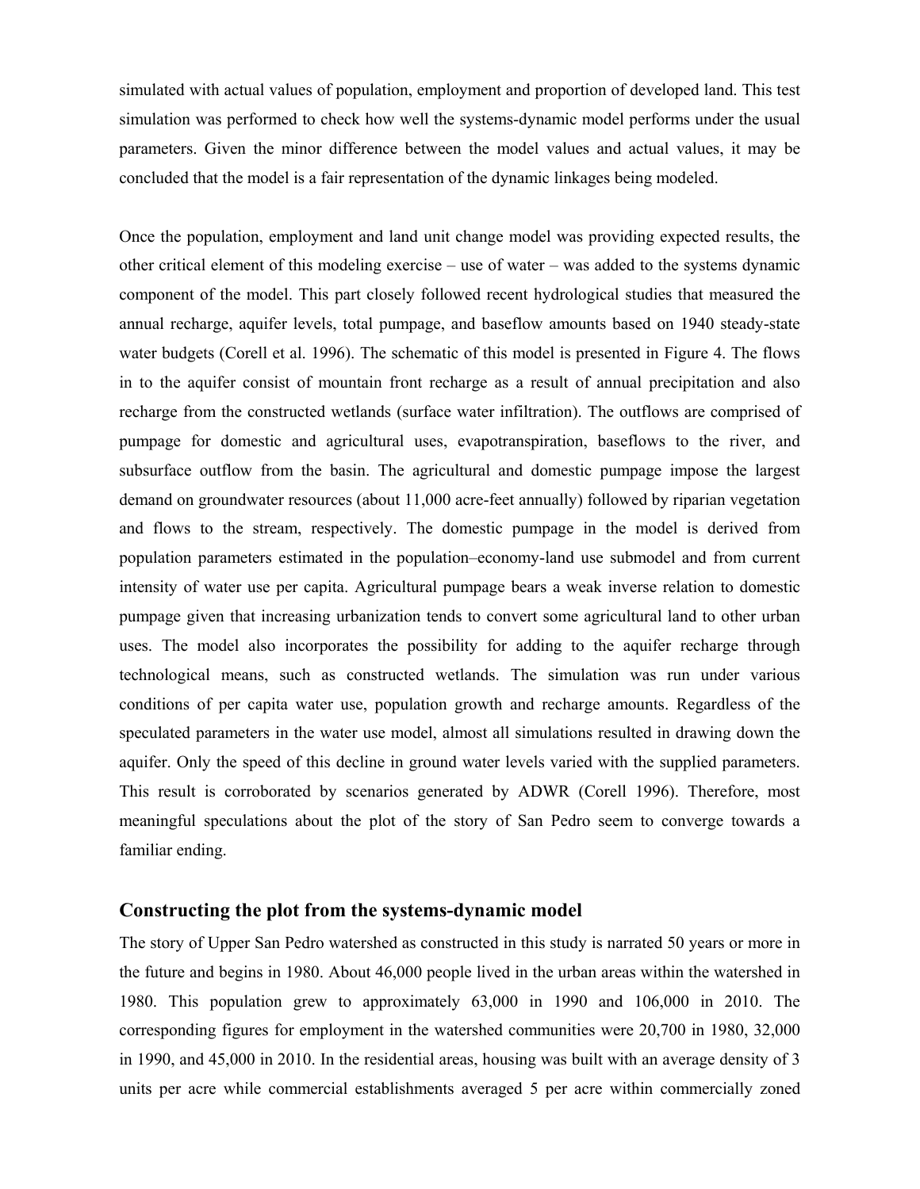simulated with actual values of population, employment and proportion of developed land. This test simulation was performed to check how well the systems-dynamic model performs under the usual parameters. Given the minor difference between the model values and actual values, it may be concluded that the model is a fair representation of the dynamic linkages being modeled.

Once the population, employment and land unit change model was providing expected results, the other critical element of this modeling exercise – use of water – was added to the systems dynamic component of the model. This part closely followed recent hydrological studies that measured the annual recharge, aquifer levels, total pumpage, and baseflow amounts based on 1940 steady-state water budgets (Corell et al. 1996). The schematic of this model is presented in Figure 4. The flows in to the aquifer consist of mountain front recharge as a result of annual precipitation and also recharge from the constructed wetlands (surface water infiltration). The outflows are comprised of pumpage for domestic and agricultural uses, evapotranspiration, baseflows to the river, and subsurface outflow from the basin. The agricultural and domestic pumpage impose the largest demand on groundwater resources (about 11,000 acre-feet annually) followed by riparian vegetation and flows to the stream, respectively. The domestic pumpage in the model is derived from population parameters estimated in the population–economy-land use submodel and from current intensity of water use per capita. Agricultural pumpage bears a weak inverse relation to domestic pumpage given that increasing urbanization tends to convert some agricultural land to other urban uses. The model also incorporates the possibility for adding to the aquifer recharge through technological means, such as constructed wetlands. The simulation was run under various conditions of per capita water use, population growth and recharge amounts. Regardless of the speculated parameters in the water use model, almost all simulations resulted in drawing down the aquifer. Only the speed of this decline in ground water levels varied with the supplied parameters. This result is corroborated by scenarios generated by ADWR (Corell 1996). Therefore, most meaningful speculations about the plot of the story of San Pedro seem to converge towards a familiar ending.

## Constructing the plot from the systems-dynamic model

The story of Upper San Pedro watershed as constructed in this study is narrated 50 years or more in the future and begins in 1980. About 46,000 people lived in the urban areas within the watershed in 1980. This population grew to approximately 63,000 in 1990 and 106,000 in 2010. The corresponding figures for employment in the watershed communities were 20,700 in 1980, 32,000 in 1990, and 45,000 in 2010. In the residential areas, housing was built with an average density of 3 units per acre while commercial establishments averaged 5 per acre within commercially zoned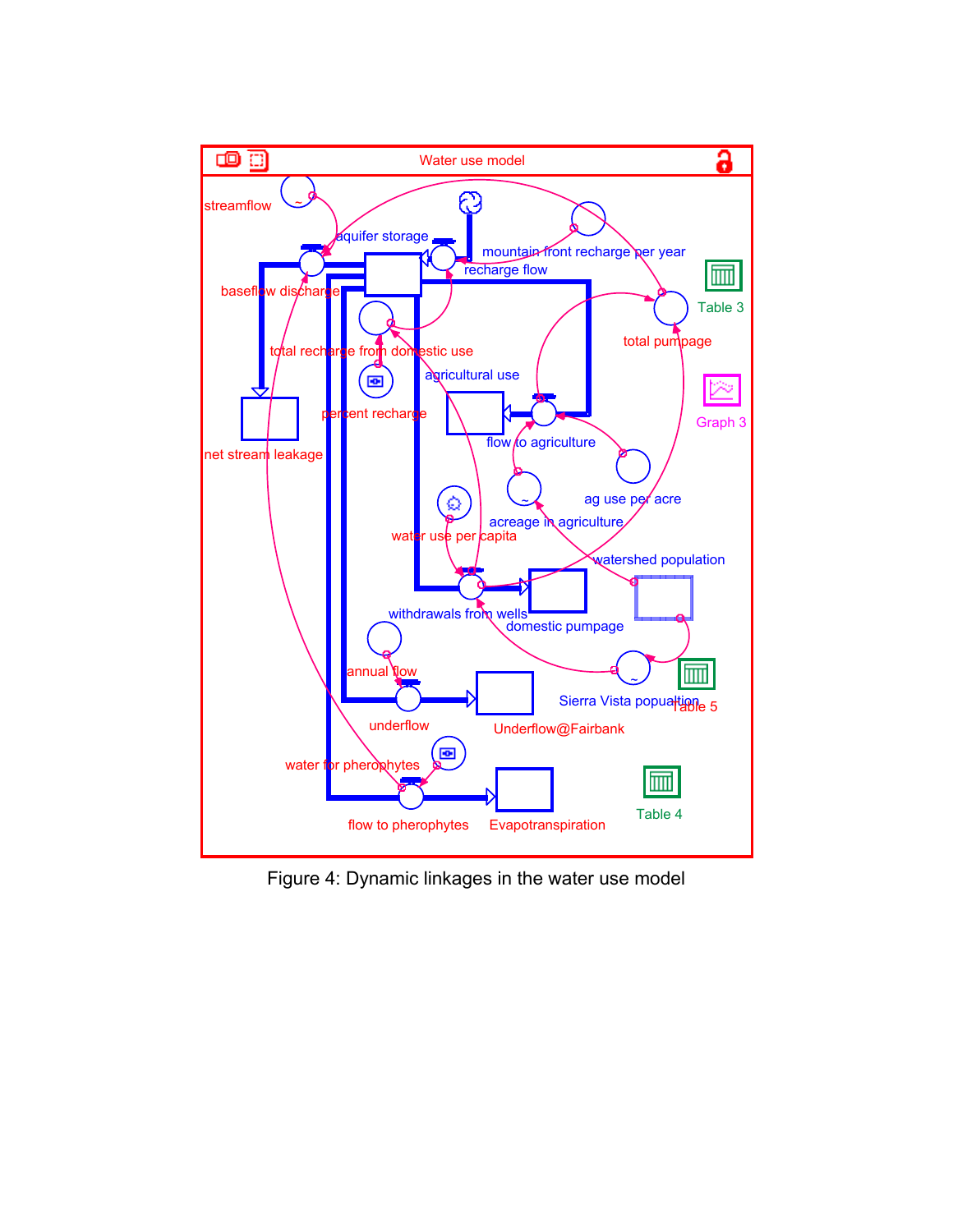Figure 4: Dynamic linkages in the water use model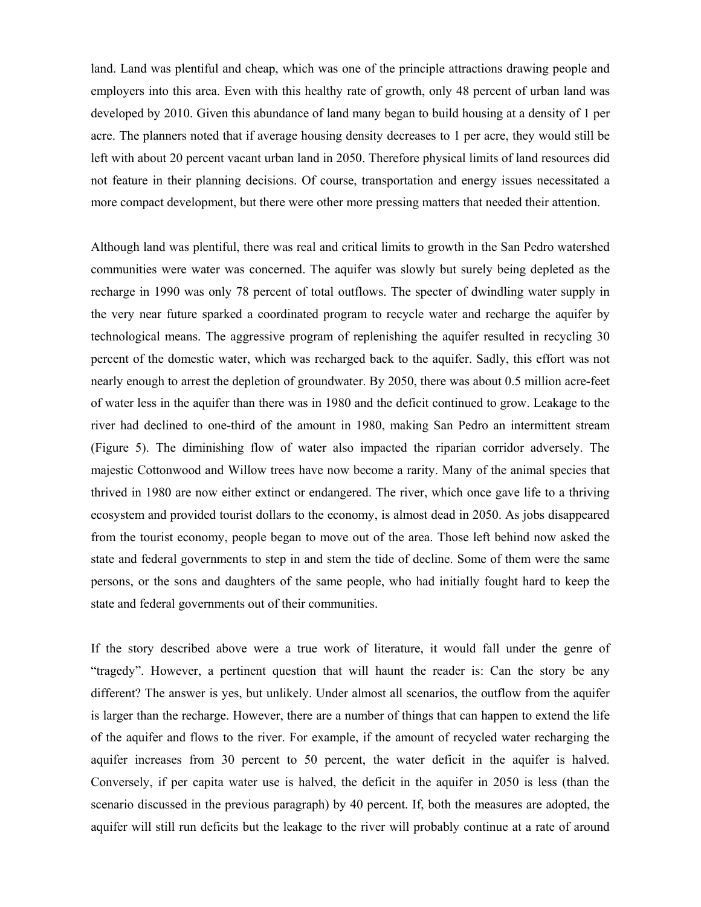land. Land was plentiful and cheap, which was one of the principle attractions drawing people and employers into this area. Even with this healthy rate of growth, only 48 percent of urban land was developed by 2010. Given this abundance of land many began to build housing at a density of 1 per acre. The planners noted that if average housing density decreases to 1 per acre, they would still be left with about 20 percent vacant urban land in 2050. Therefore physical limits of land resources did not feature in their planning decisions. Of course, transportation and energy issues necessitated a more compact development, but there were other more pressing matters that needed their attention.

Although land was plentiful, there was real and critical limits to growth in the San Pedro watershed communities were water was concerned. The aquifer was slowly but surely being depleted as the recharge in 1990 was only 78 percent of total outflows. The specter of dwindling water supply in the very near future sparked a coordinated program to recycle water and recharge the aquifer by technological means. The aggressive program of replenishing the aquifer resulted in recycling 30 percent of the domestic water, which was recharged back to the aquifer. Sadly, this effort was not nearly enough to arrest the depletion of groundwater. By 2050, there was about 0.5 million acre-feet of water less in the aquifer than there was in 1980 and the deficit continued to grow. Leakage to the river had declined to one-third of the amount in 1980, making San Pedro an intermittent stream (Figure 5). The diminishing flow of water also impacted the riparian corridor adversely. The majestic Cottonwood and Willow trees have now become a rarity. Many of the animal species that thrived in 1980 are now either extinct or endangered. The river, which once gave life to a thriving ecosystem and provided tourist dollars to the economy, is almost dead in 2050. As jobs disappeared from the tourist economy, people began to move out of the area. Those left behind now asked the state and federal governments to step in and stem the tide of decline. Some of them were the same persons, or the sons and daughters of the same people, who had initially fought hard to keep the state and federal governments out of their communities.

If the story described above were a true work of literature, it would fall under the genre of "tragedy". However, a pertinent question that will haunt the reader is: Can the story be any different? The answer is yes, but unlikely. Under almost all scenarios, the outflow from the aquifer is larger than the recharge. However, there are a number of things that can happen to extend the life of the aquifer and flows to the river. For example, if the amount of recycled water recharging the aquifer increases from 30 percent to 50 percent, the water deficit in the aquifer is halved. Conversely, if per capita water use is halved, the deficit in the aquifer in 2050 is less (than the scenario discussed in the previous paragraph) by 40 percent. If, both the measures are adopted, the aquifer will still run deficits but the leakage to the river will probably continue at a rate of around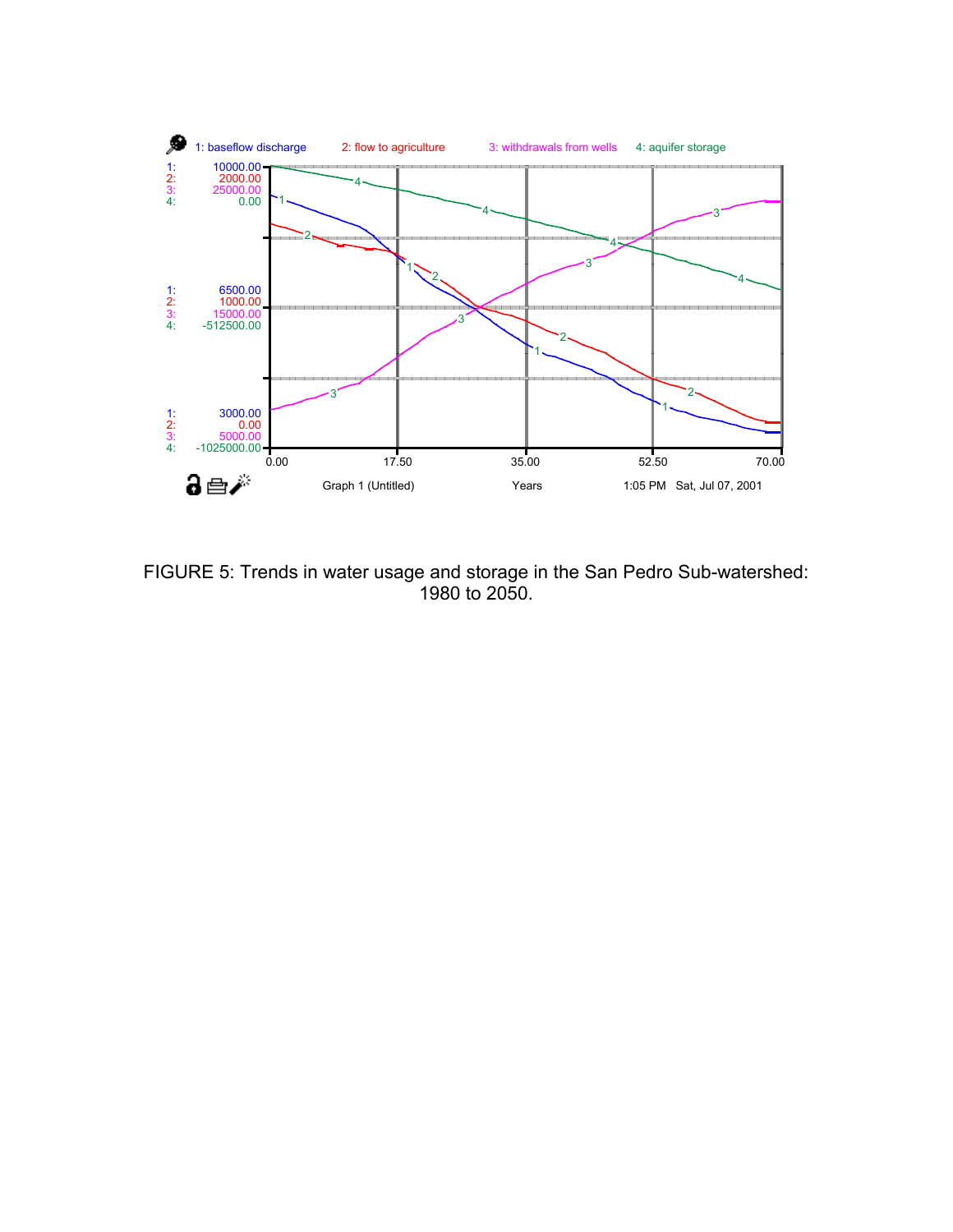1: baseflow discharge    2: flow to agriculture    3: withdrawals from wells    4: aquifer storage

| | Top | Middle | Bottom |
|---|---|---|---|
| 1: | 10000.00 | 6500.00 | 3000.00 |
| 2: | 2000.00 | 1000.00 | 0.00 |
| 3: | 25000.00 | 15000.00 | 5000.00 |
| 4: | 0.00 | -512500.00 | -1025000.00 |

0.00    17.50    35.00    52.50    70.00

Graph 1 (Untitled)    Years    1:05 PM Sat, Jul 07, 2001

FIGURE 5: Trends in water usage and storage in the San Pedro Sub-watershed: 1980 to 2050.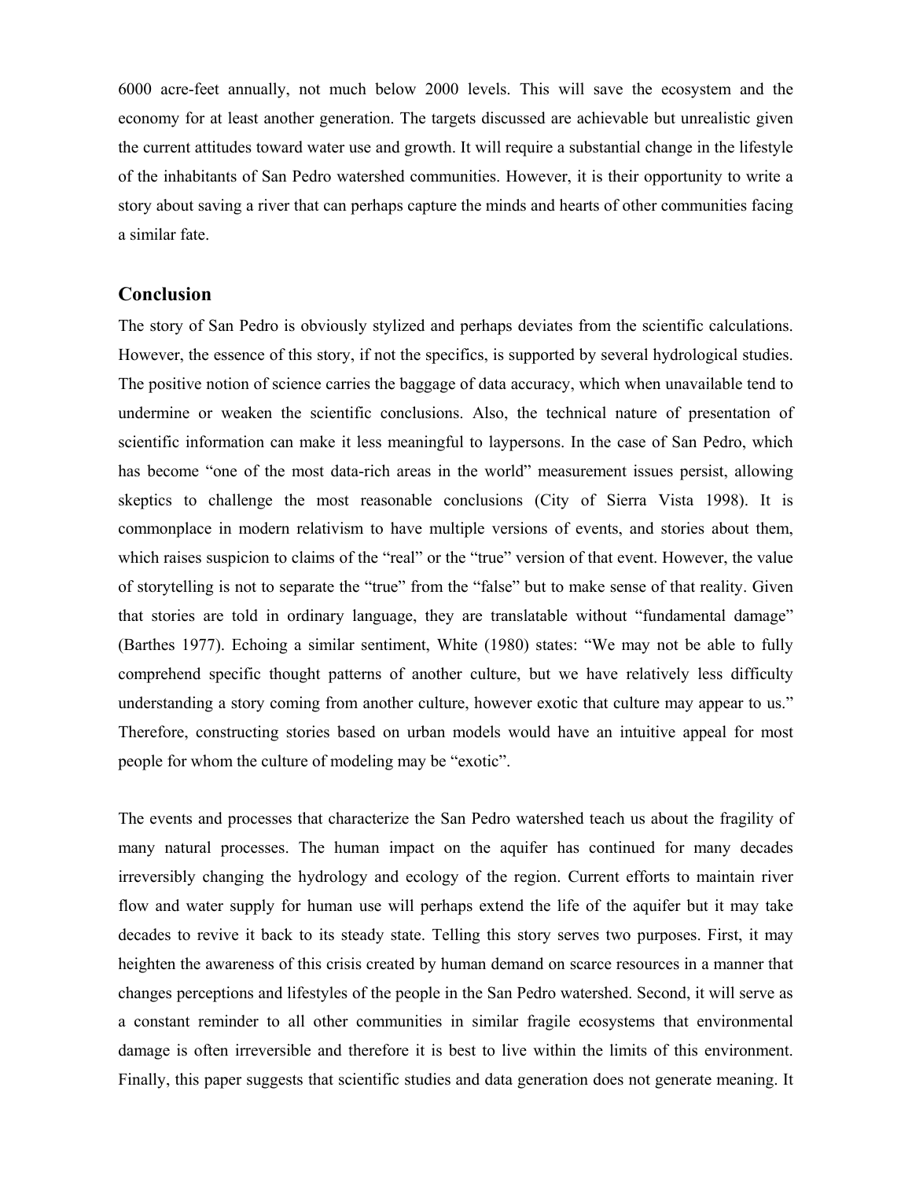6000 acre-feet annually, not much below 2000 levels. This will save the ecosystem and the economy for at least another generation. The targets discussed are achievable but unrealistic given the current attitudes toward water use and growth. It will require a substantial change in the lifestyle of the inhabitants of San Pedro watershed communities. However, it is their opportunity to write a story about saving a river that can perhaps capture the minds and hearts of other communities facing a similar fate.

## Conclusion

The story of San Pedro is obviously stylized and perhaps deviates from the scientific calculations. However, the essence of this story, if not the specifics, is supported by several hydrological studies. The positive notion of science carries the baggage of data accuracy, which when unavailable tend to undermine or weaken the scientific conclusions. Also, the technical nature of presentation of scientific information can make it less meaningful to laypersons. In the case of San Pedro, which has become "one of the most data-rich areas in the world" measurement issues persist, allowing skeptics to challenge the most reasonable conclusions (City of Sierra Vista 1998). It is commonplace in modern relativism to have multiple versions of events, and stories about them, which raises suspicion to claims of the "real" or the "true" version of that event. However, the value of storytelling is not to separate the "true" from the "false" but to make sense of that reality. Given that stories are told in ordinary language, they are translatable without "fundamental damage" (Barthes 1977). Echoing a similar sentiment, White (1980) states: "We may not be able to fully comprehend specific thought patterns of another culture, but we have relatively less difficulty understanding a story coming from another culture, however exotic that culture may appear to us." Therefore, constructing stories based on urban models would have an intuitive appeal for most people for whom the culture of modeling may be "exotic".

The events and processes that characterize the San Pedro watershed teach us about the fragility of many natural processes. The human impact on the aquifer has continued for many decades irreversibly changing the hydrology and ecology of the region. Current efforts to maintain river flow and water supply for human use will perhaps extend the life of the aquifer but it may take decades to revive it back to its steady state. Telling this story serves two purposes. First, it may heighten the awareness of this crisis created by human demand on scarce resources in a manner that changes perceptions and lifestyles of the people in the San Pedro watershed. Second, it will serve as a constant reminder to all other communities in similar fragile ecosystems that environmental damage is often irreversible and therefore it is best to live within the limits of this environment. Finally, this paper suggests that scientific studies and data generation does not generate meaning. It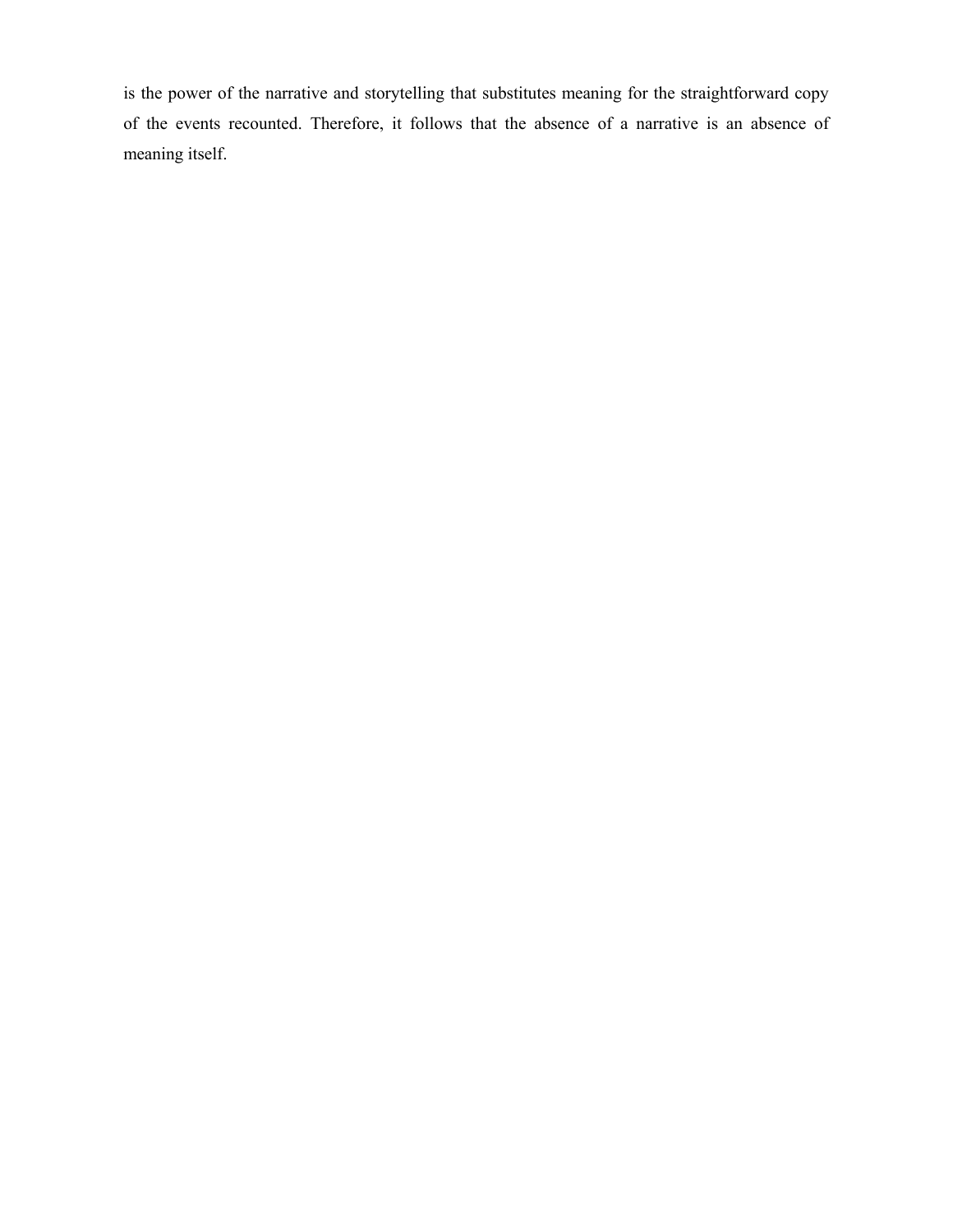is the power of the narrative and storytelling that substitutes meaning for the straightforward copy of the events recounted. Therefore, it follows that the absence of a narrative is an absence of meaning itself.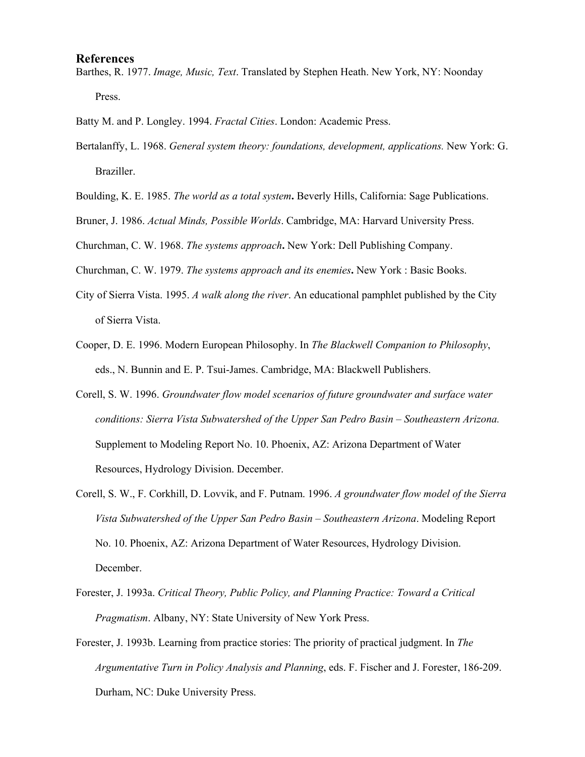## References

Barthes, R. 1977. *Image, Music, Text*. Translated by Stephen Heath. New York, NY: Noonday Press.

Batty M. and P. Longley. 1994. *Fractal Cities*. London: Academic Press.

Bertalanffy, L. 1968. *General system theory: foundations, development, applications.* New York: G. Braziller.

Boulding, K. E. 1985. *The world as a total system***.** Beverly Hills, California: Sage Publications.

Bruner, J. 1986. *Actual Minds, Possible Worlds*. Cambridge, MA: Harvard University Press.

Churchman, C. W. 1968. *The systems approach***.** New York: Dell Publishing Company.

Churchman, C. W. 1979. *The systems approach and its enemies***.** New York : Basic Books.

City of Sierra Vista. 1995. *A walk along the river*. An educational pamphlet published by the City of Sierra Vista.

Cooper, D. E. 1996. Modern European Philosophy. In *The Blackwell Companion to Philosophy*, eds., N. Bunnin and E. P. Tsui-James. Cambridge, MA: Blackwell Publishers.

Corell, S. W. 1996. *Groundwater flow model scenarios of future groundwater and surface water conditions: Sierra Vista Subwatershed of the Upper San Pedro Basin – Southeastern Arizona.* Supplement to Modeling Report No. 10. Phoenix, AZ: Arizona Department of Water Resources, Hydrology Division. December.

Corell, S. W., F. Corkhill, D. Lovvik, and F. Putnam. 1996. *A groundwater flow model of the Sierra Vista Subwatershed of the Upper San Pedro Basin – Southeastern Arizona*. Modeling Report No. 10. Phoenix, AZ: Arizona Department of Water Resources, Hydrology Division. December.

Forester, J. 1993a. *Critical Theory, Public Policy, and Planning Practice: Toward a Critical Pragmatism*. Albany, NY: State University of New York Press.

Forester, J. 1993b. Learning from practice stories: The priority of practical judgment. In *The Argumentative Turn in Policy Analysis and Planning*, eds. F. Fischer and J. Forester, 186-209. Durham, NC: Duke University Press.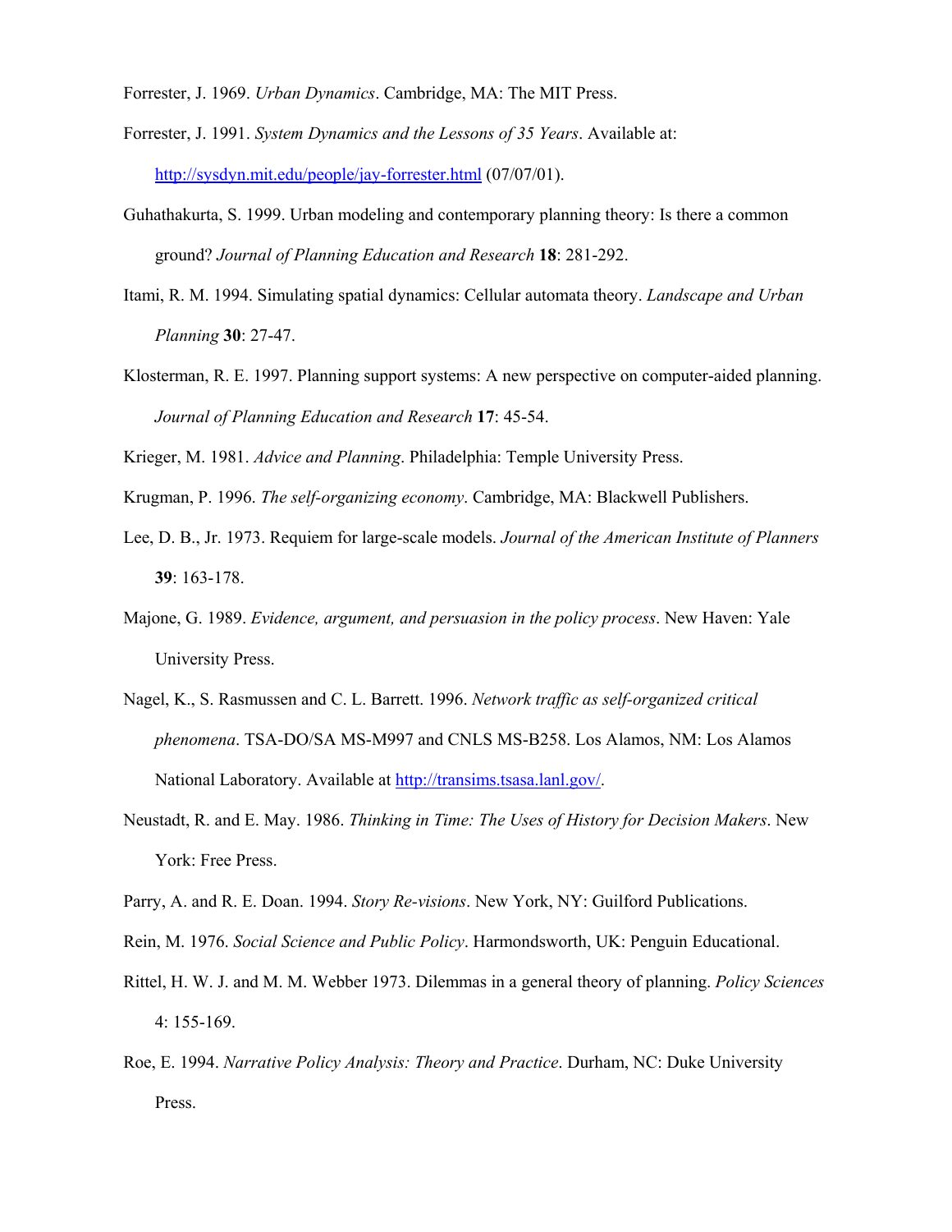Forrester, J. 1969. *Urban Dynamics*. Cambridge, MA: The MIT Press.

Forrester, J. 1991. *System Dynamics and the Lessons of 35 Years*. Available at: http://sysdyn.mit.edu/people/jay-forrester.html (07/07/01).

Guhathakurta, S. 1999. Urban modeling and contemporary planning theory: Is there a common ground? *Journal of Planning Education and Research* **18**: 281-292.

Itami, R. M. 1994. Simulating spatial dynamics: Cellular automata theory. *Landscape and Urban Planning* **30**: 27-47.

Klosterman, R. E. 1997. Planning support systems: A new perspective on computer-aided planning. *Journal of Planning Education and Research* **17**: 45-54.

Krieger, M. 1981. *Advice and Planning*. Philadelphia: Temple University Press.

Krugman, P. 1996. *The self-organizing economy*. Cambridge, MA: Blackwell Publishers.

Lee, D. B., Jr. 1973. Requiem for large-scale models. *Journal of the American Institute of Planners* **39**: 163-178.

Majone, G. 1989. *Evidence, argument, and persuasion in the policy process*. New Haven: Yale University Press.

Nagel, K., S. Rasmussen and C. L. Barrett. 1996. *Network traffic as self-organized critical phenomena*. TSA-DO/SA MS-M997 and CNLS MS-B258. Los Alamos, NM: Los Alamos National Laboratory. Available at http://transims.tsasa.lanl.gov/.

Neustadt, R. and E. May. 1986. *Thinking in Time: The Uses of History for Decision Makers*. New York: Free Press.

Parry, A. and R. E. Doan. 1994. *Story Re-visions*. New York, NY: Guilford Publications.

Rein, M. 1976. *Social Science and Public Policy*. Harmondsworth, UK: Penguin Educational.

Rittel, H. W. J. and M. M. Webber 1973. Dilemmas in a general theory of planning. *Policy Sciences* 4: 155-169.

Roe, E. 1994. *Narrative Policy Analysis: Theory and Practice*. Durham, NC: Duke University Press.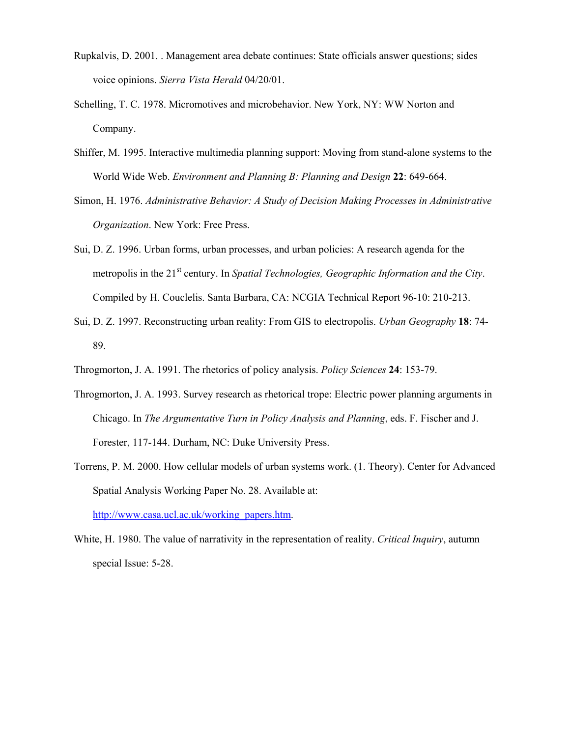Rupkalvis, D. 2001. . Management area debate continues: State officials answer questions; sides voice opinions. *Sierra Vista Herald* 04/20/01.

Schelling, T. C. 1978. Micromotives and microbehavior. New York, NY: WW Norton and Company.

Shiffer, M. 1995. Interactive multimedia planning support: Moving from stand-alone systems to the World Wide Web. *Environment and Planning B: Planning and Design* **22**: 649-664.

Simon, H. 1976. *Administrative Behavior: A Study of Decision Making Processes in Administrative Organization*. New York: Free Press.

Sui, D. Z. 1996. Urban forms, urban processes, and urban policies: A research agenda for the metropolis in the 21st century. In *Spatial Technologies, Geographic Information and the City*. Compiled by H. Couclelis. Santa Barbara, CA: NCGIA Technical Report 96-10: 210-213.

Sui, D. Z. 1997. Reconstructing urban reality: From GIS to electropolis. *Urban Geography* **18**: 74-89.

Throgmorton, J. A. 1991. The rhetorics of policy analysis. *Policy Sciences* **24**: 153-79.

Throgmorton, J. A. 1993. Survey research as rhetorical trope: Electric power planning arguments in Chicago. In *The Argumentative Turn in Policy Analysis and Planning*, eds. F. Fischer and J. Forester, 117-144. Durham, NC: Duke University Press.

Torrens, P. M. 2000. How cellular models of urban systems work. (1. Theory). Center for Advanced Spatial Analysis Working Paper No. 28. Available at: http://www.casa.ucl.ac.uk/working_papers.htm.

White, H. 1980. The value of narrativity in the representation of reality. *Critical Inquiry*, autumn special Issue: 5-28.